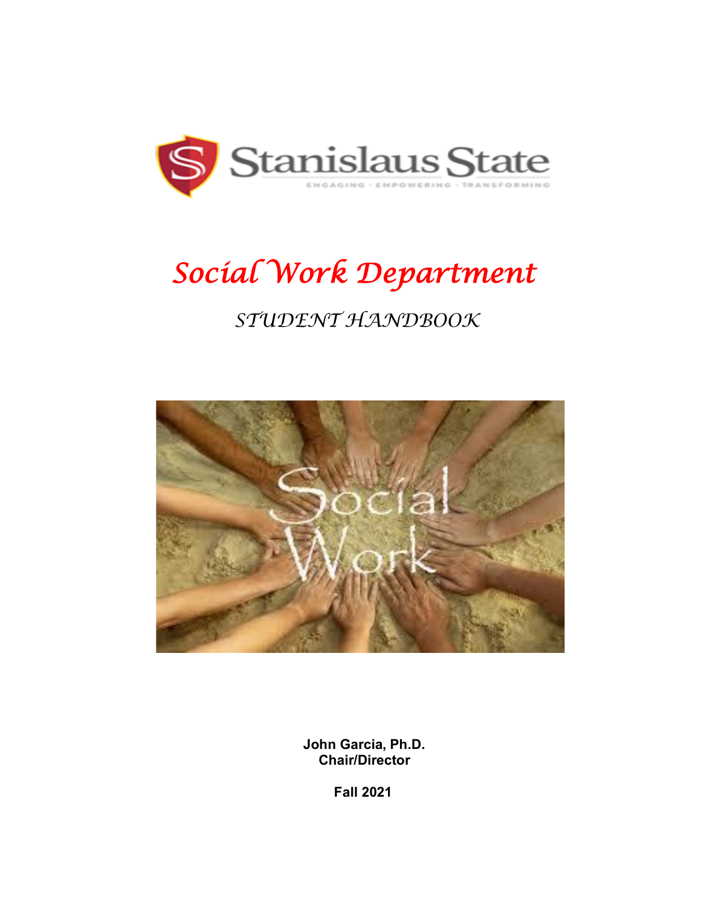Stanislaus State

ENGAGING · EMPOWERING · TRANSFORMING

# *Social Work Department*

## *STUDENT HANDBOOK*

**John Garcia, Ph.D.**
**Chair/Director**

**Fall 2021**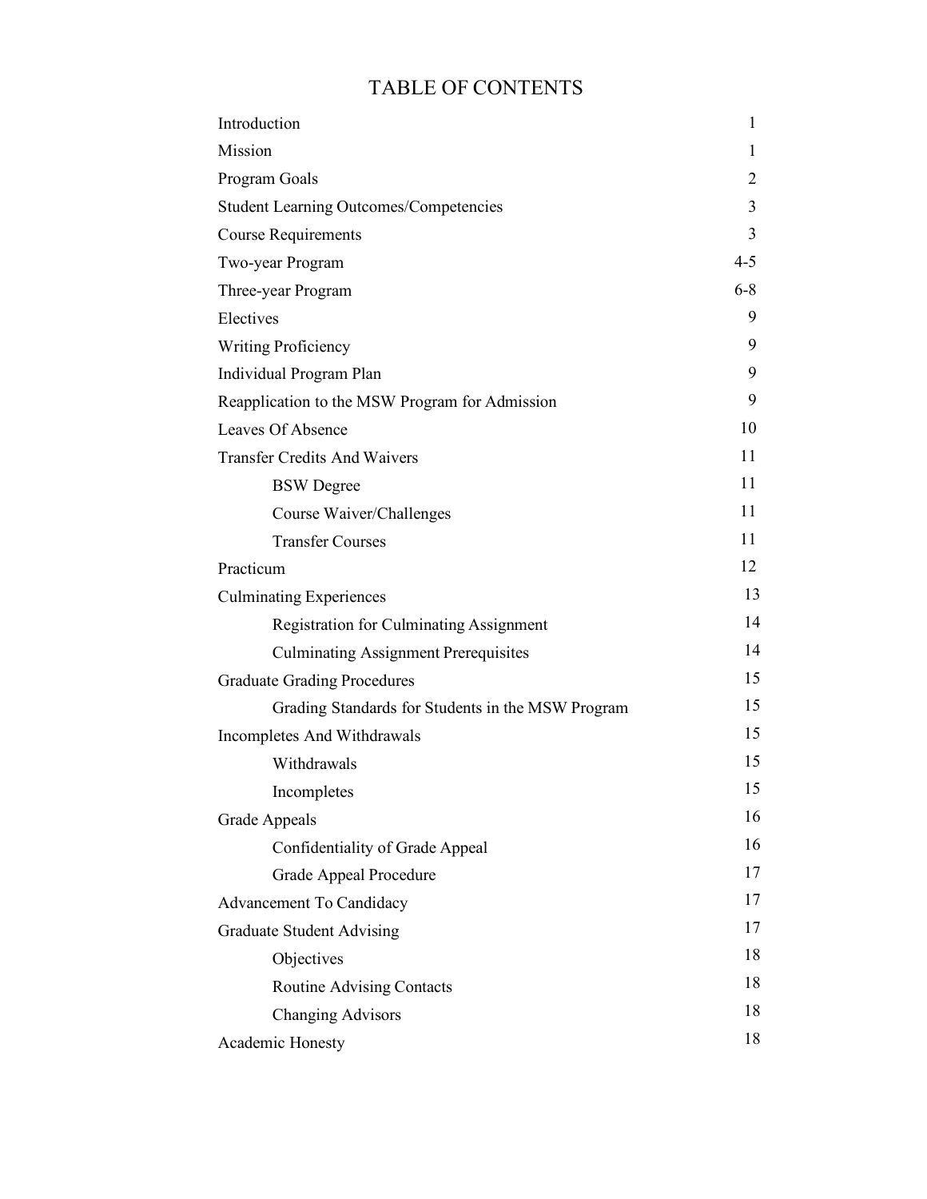# TABLE OF CONTENTS

| | |
|---|---|
| Introduction | 1 |
| Mission | 1 |
| Program Goals | 2 |
| Student Learning Outcomes/Competencies | 3 |
| Course Requirements | 3 |
| Two-year Program | 4-5 |
| Three-year Program | 6-8 |
| Electives | 9 |
| Writing Proficiency | 9 |
| Individual Program Plan | 9 |
| Reapplication to the MSW Program for Admission | 9 |
| Leaves Of Absence | 10 |
| Transfer Credits And Waivers | 11 |
| &nbsp;&nbsp;&nbsp;&nbsp;BSW Degree | 11 |
| &nbsp;&nbsp;&nbsp;&nbsp;Course Waiver/Challenges | 11 |
| &nbsp;&nbsp;&nbsp;&nbsp;Transfer Courses | 11 |
| Practicum | 12 |
| Culminating Experiences | 13 |
| &nbsp;&nbsp;&nbsp;&nbsp;Registration for Culminating Assignment | 14 |
| &nbsp;&nbsp;&nbsp;&nbsp;Culminating Assignment Prerequisites | 14 |
| Graduate Grading Procedures | 15 |
| &nbsp;&nbsp;&nbsp;&nbsp;Grading Standards for Students in the MSW Program | 15 |
| Incompletes And Withdrawals | 15 |
| &nbsp;&nbsp;&nbsp;&nbsp;Withdrawals | 15 |
| &nbsp;&nbsp;&nbsp;&nbsp;Incompletes | 15 |
| Grade Appeals | 16 |
| &nbsp;&nbsp;&nbsp;&nbsp;Confidentiality of Grade Appeal | 16 |
| &nbsp;&nbsp;&nbsp;&nbsp;Grade Appeal Procedure | 17 |
| Advancement To Candidacy | 17 |
| Graduate Student Advising | 17 |
| &nbsp;&nbsp;&nbsp;&nbsp;Objectives | 18 |
| &nbsp;&nbsp;&nbsp;&nbsp;Routine Advising Contacts | 18 |
| &nbsp;&nbsp;&nbsp;&nbsp;Changing Advisors | 18 |
| Academic Honesty | 18 |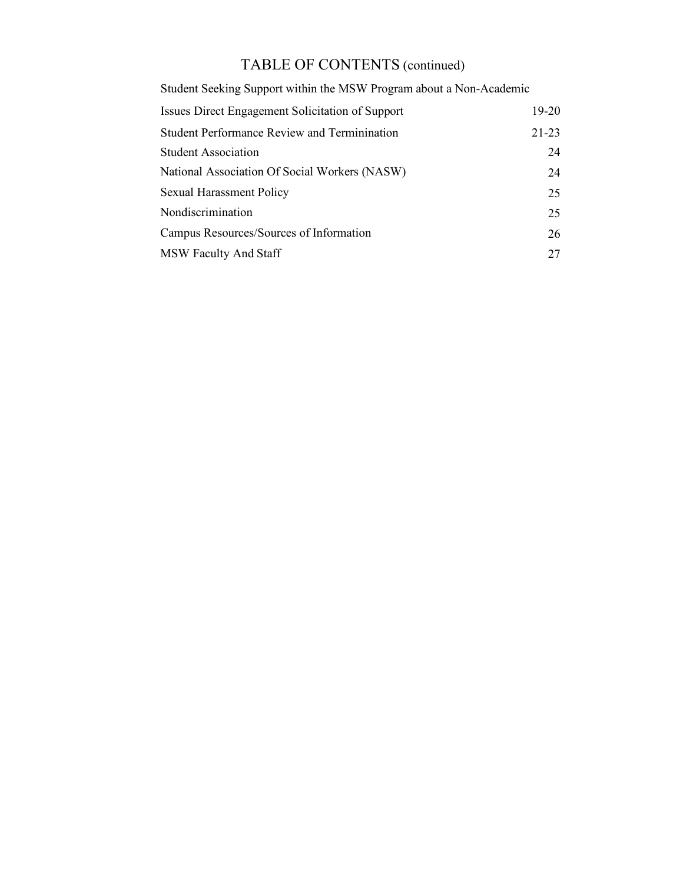# TABLE OF CONTENTS (continued)

| | |
|---|---|
| Student Seeking Support within the MSW Program about a Non-Academic | |
| Issues Direct Engagement Solicitation of Support | 19-20 |
| Student Performance Review and Termінination | 21-23 |
| Student Association | 24 |
| National Association Of Social Workers (NASW) | 24 |
| Sexual Harassment Policy | 25 |
| Nondiscrimination | 25 |
| Campus Resources/Sources of Information | 26 |
| MSW Faculty And Staff | 27 |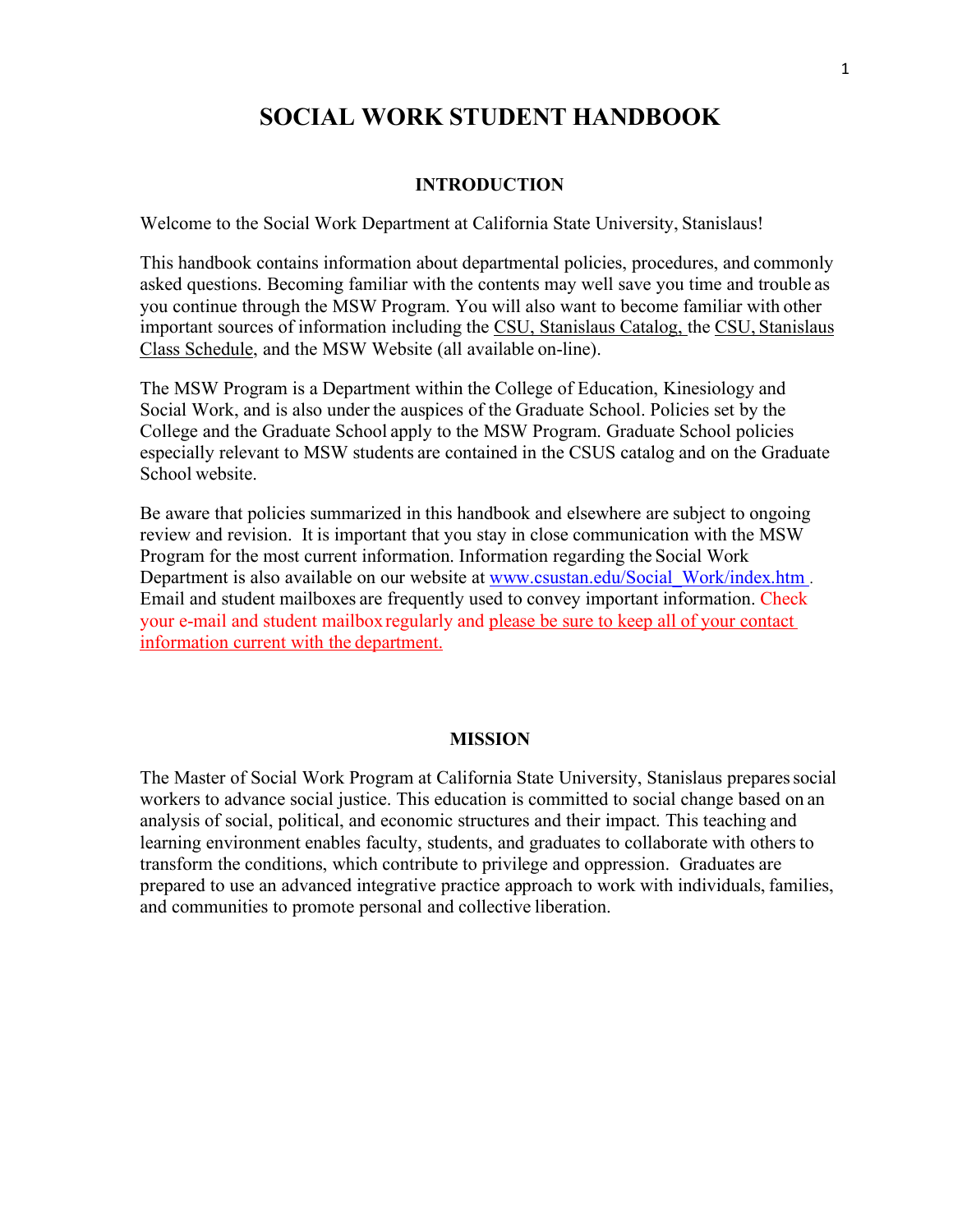# SOCIAL WORK STUDENT HANDBOOK

## INTRODUCTION

Welcome to the Social Work Department at California State University, Stanislaus!

This handbook contains information about departmental policies, procedures, and commonly asked questions. Becoming familiar with the contents may well save you time and trouble as you continue through the MSW Program. You will also want to become familiar with other important sources of information including the CSU, Stanislaus Catalog, the CSU, Stanislaus Class Schedule, and the MSW Website (all available on-line).

The MSW Program is a Department within the College of Education, Kinesiology and Social Work, and is also under the auspices of the Graduate School. Policies set by the College and the Graduate School apply to the MSW Program. Graduate School policies especially relevant to MSW students are contained in the CSUS catalog and on the Graduate School website.

Be aware that policies summarized in this handbook and elsewhere are subject to ongoing review and revision. It is important that you stay in close communication with the MSW Program for the most current information. Information regarding the Social Work Department is also available on our website at www.csustan.edu/Social_Work/index.htm. Email and student mailboxes are frequently used to convey important information. Check your e-mail and student mailbox regularly and please be sure to keep all of your contact information current with the department.

## MISSION

The Master of Social Work Program at California State University, Stanislaus prepares social workers to advance social justice. This education is committed to social change based on an analysis of social, political, and economic structures and their impact. This teaching and learning environment enables faculty, students, and graduates to collaborate with others to transform the conditions, which contribute to privilege and oppression. Graduates are prepared to use an advanced integrative practice approach to work with individuals, families, and communities to promote personal and collective liberation.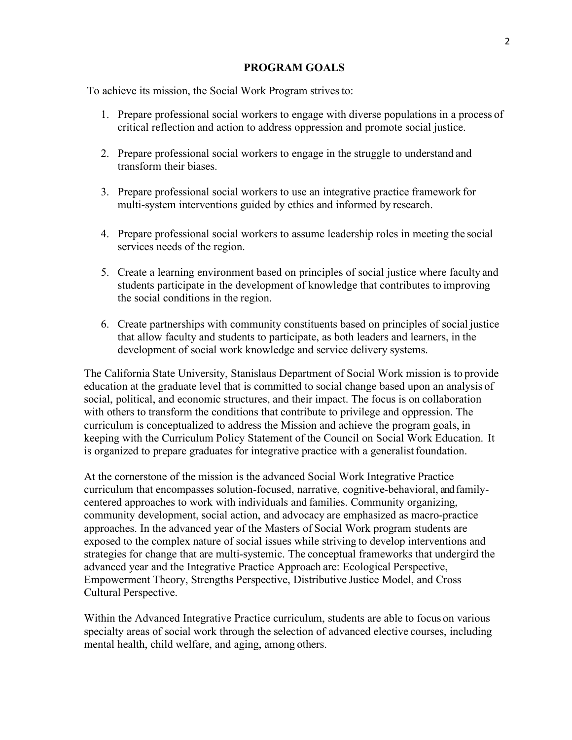## PROGRAM GOALS

To achieve its mission, the Social Work Program strives to:

1. Prepare professional social workers to engage with diverse populations in a process of critical reflection and action to address oppression and promote social justice.

2. Prepare professional social workers to engage in the struggle to understand and transform their biases.

3. Prepare professional social workers to use an integrative practice framework for multi-system interventions guided by ethics and informed by research.

4. Prepare professional social workers to assume leadership roles in meeting the social services needs of the region.

5. Create a learning environment based on principles of social justice where faculty and students participate in the development of knowledge that contributes to improving the social conditions in the region.

6. Create partnerships with community constituents based on principles of social justice that allow faculty and students to participate, as both leaders and learners, in the development of social work knowledge and service delivery systems.

The California State University, Stanislaus Department of Social Work mission is to provide education at the graduate level that is committed to social change based upon an analysis of social, political, and economic structures, and their impact. The focus is on collaboration with others to transform the conditions that contribute to privilege and oppression. The curriculum is conceptualized to address the Mission and achieve the program goals, in keeping with the Curriculum Policy Statement of the Council on Social Work Education. It is organized to prepare graduates for integrative practice with a generalist foundation.

At the cornerstone of the mission is the advanced Social Work Integrative Practice curriculum that encompasses solution-focused, narrative, cognitive-behavioral, and family-centered approaches to work with individuals and families. Community organizing, community development, social action, and advocacy are emphasized as macro-practice approaches. In the advanced year of the Masters of Social Work program students are exposed to the complex nature of social issues while striving to develop interventions and strategies for change that are multi-systemic. The conceptual frameworks that undergird the advanced year and the Integrative Practice Approach are: Ecological Perspective, Empowerment Theory, Strengths Perspective, Distributive Justice Model, and Cross Cultural Perspective.

Within the Advanced Integrative Practice curriculum, students are able to focus on various specialty areas of social work through the selection of advanced elective courses, including mental health, child welfare, and aging, among others.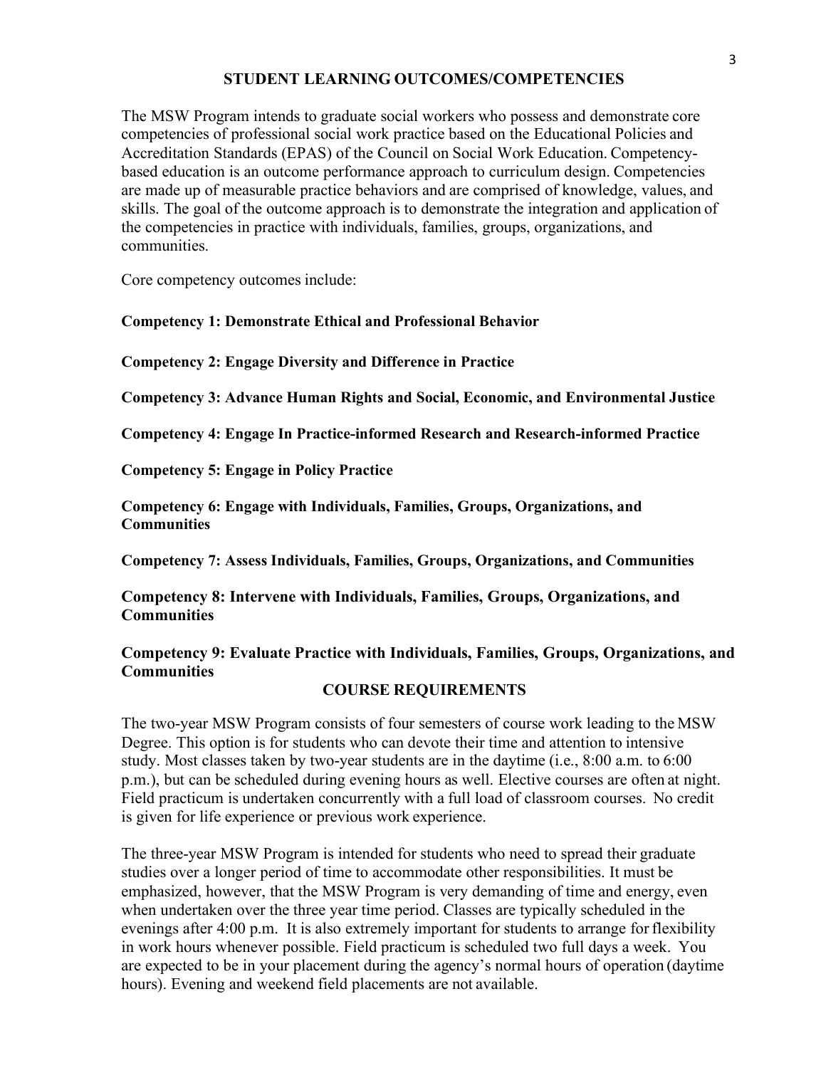## STUDENT LEARNING OUTCOMES/COMPETENCIES

The MSW Program intends to graduate social workers who possess and demonstrate core competencies of professional social work practice based on the Educational Policies and Accreditation Standards (EPAS) of the Council on Social Work Education. Competency-based education is an outcome performance approach to curriculum design. Competencies are made up of measurable practice behaviors and are comprised of knowledge, values, and skills. The goal of the outcome approach is to demonstrate the integration and application of the competencies in practice with individuals, families, groups, organizations, and communities.

Core competency outcomes include:

**Competency 1: Demonstrate Ethical and Professional Behavior**

**Competency 2: Engage Diversity and Difference in Practice**

**Competency 3: Advance Human Rights and Social, Economic, and Environmental Justice**

**Competency 4: Engage In Practice-informed Research and Research-informed Practice**

**Competency 5: Engage in Policy Practice**

**Competency 6: Engage with Individuals, Families, Groups, Organizations, and Communities**

**Competency 7: Assess Individuals, Families, Groups, Organizations, and Communities**

**Competency 8: Intervene with Individuals, Families, Groups, Organizations, and Communities**

**Competency 9: Evaluate Practice with Individuals, Families, Groups, Organizations, and Communities**

## COURSE REQUIREMENTS

The two-year MSW Program consists of four semesters of course work leading to the MSW Degree. This option is for students who can devote their time and attention to intensive study. Most classes taken by two-year students are in the daytime (i.e., 8:00 a.m. to 6:00 p.m.), but can be scheduled during evening hours as well. Elective courses are often at night. Field practicum is undertaken concurrently with a full load of classroom courses. No credit is given for life experience or previous work experience.

The three-year MSW Program is intended for students who need to spread their graduate studies over a longer period of time to accommodate other responsibilities. It must be emphasized, however, that the MSW Program is very demanding of time and energy, even when undertaken over the three year time period. Classes are typically scheduled in the evenings after 4:00 p.m. It is also extremely important for students to arrange for flexibility in work hours whenever possible. Field practicum is scheduled two full days a week. You are expected to be in your placement during the agency's normal hours of operation (daytime hours). Evening and weekend field placements are not available.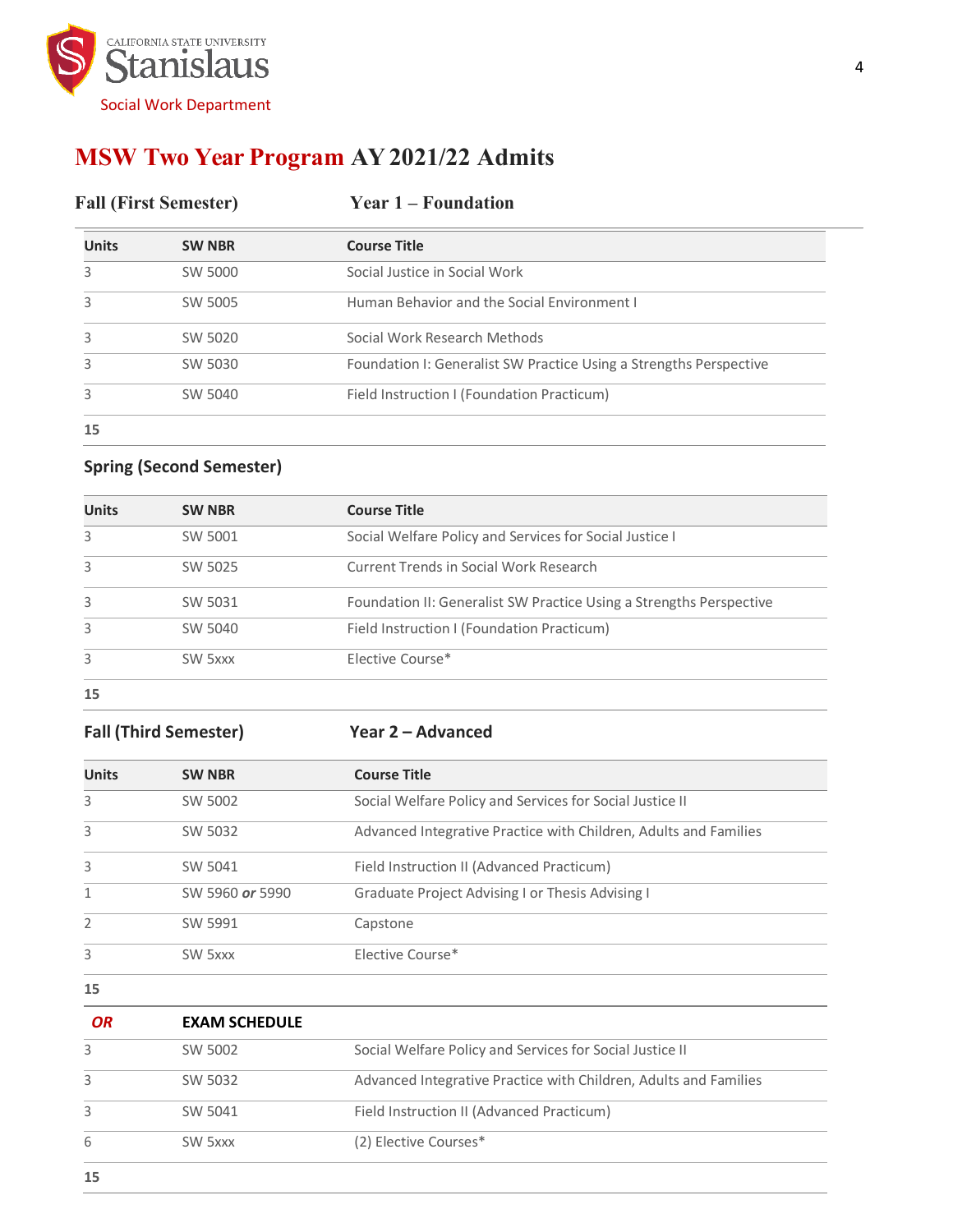Social Work Department

# MSW Two Year Program AY 2021/22 Admits

### Fall (First Semester) — Year 1 – Foundation

| Units | SW NBR | Course Title |
|---|---|---|
| 3 | SW 5000 | Social Justice in Social Work |
| 3 | SW 5005 | Human Behavior and the Social Environment I |
| 3 | SW 5020 | Social Work Research Methods |
| 3 | SW 5030 | Foundation I: Generalist SW Practice Using a Strengths Perspective |
| 3 | SW 5040 | Field Instruction I (Foundation Practicum) |
| **15** | | |

### Spring (Second Semester)

| Units | SW NBR | Course Title |
|---|---|---|
| 3 | SW 5001 | Social Welfare Policy and Services for Social Justice I |
| 3 | SW 5025 | Current Trends in Social Work Research |
| 3 | SW 5031 | Foundation II: Generalist SW Practice Using a Strengths Perspective |
| 3 | SW 5040 | Field Instruction I (Foundation Practicum) |
| 3 | SW 5xxx | Elective Course* |
| **15** | | |

### Fall (Third Semester) — Year 2 – Advanced

| Units | SW NBR | Course Title |
|---|---|---|
| 3 | SW 5002 | Social Welfare Policy and Services for Social Justice II |
| 3 | SW 5032 | Advanced Integrative Practice with Children, Adults and Families |
| 3 | SW 5041 | Field Instruction II (Advanced Practicum) |
| 1 | SW 5960 ***or*** 5990 | Graduate Project Advising I or Thesis Advising I |
| 2 | SW 5991 | Capstone |
| 3 | SW 5xxx | Elective Course* |
| **15** | | |
| ***OR*** | **EXAM SCHEDULE** | |
| 3 | SW 5002 | Social Welfare Policy and Services for Social Justice II |
| 3 | SW 5032 | Advanced Integrative Practice with Children, Adults and Families |
| 3 | SW 5041 | Field Instruction II (Advanced Practicum) |
| 6 | SW 5xxx | (2) Elective Courses* |
| **15** | | |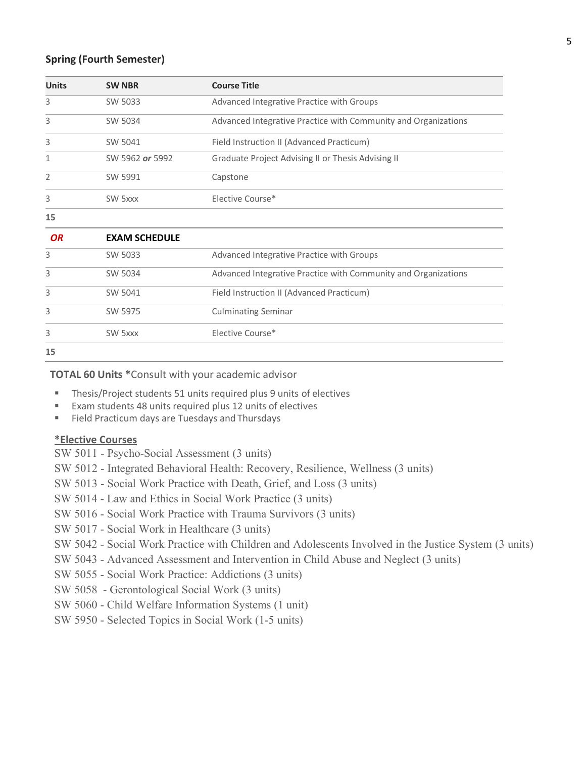**Spring (Fourth Semester)**

| Units | SW NBR | Course Title |
|---|---|---|
| 3 | SW 5033 | Advanced Integrative Practice with Groups |
| 3 | SW 5034 | Advanced Integrative Practice with Community and Organizations |
| 3 | SW 5041 | Field Instruction II (Advanced Practicum) |
| 1 | SW 5962 ***or*** 5992 | Graduate Project Advising II or Thesis Advising II |
| 2 | SW 5991 | Capstone |
| 3 | SW 5xxx | Elective Course* |
| **15** | | |
| ***OR*** | **EXAM SCHEDULE** | |
| 3 | SW 5033 | Advanced Integrative Practice with Groups |
| 3 | SW 5034 | Advanced Integrative Practice with Community and Organizations |
| 3 | SW 5041 | Field Instruction II (Advanced Practicum) |
| 3 | SW 5975 | Culminating Seminar |
| 3 | SW 5xxx | Elective Course* |
| **15** | | |

**TOTAL 60 Units** *Consult with your academic advisor

- Thesis/Project students 51 units required plus 9 units of electives
- Exam students 48 units required plus 12 units of electives
- Field Practicum days are Tuesdays and Thursdays

**<u>*Elective Courses</u>**

SW 5011 - Psycho-Social Assessment (3 units)
SW 5012 - Integrated Behavioral Health: Recovery, Resilience, Wellness (3 units)
SW 5013 - Social Work Practice with Death, Grief, and Loss (3 units)
SW 5014 - Law and Ethics in Social Work Practice (3 units)
SW 5016 - Social Work Practice with Trauma Survivors (3 units)
SW 5017 - Social Work in Healthcare (3 units)
SW 5042 - Social Work Practice with Children and Adolescents Involved in the Justice System (3 units)
SW 5043 - Advanced Assessment and Intervention in Child Abuse and Neglect (3 units)
SW 5055 - Social Work Practice: Addictions (3 units)
SW 5058 - Gerontological Social Work (3 units)
SW 5060 - Child Welfare Information Systems (1 unit)
SW 5950 - Selected Topics in Social Work (1-5 units)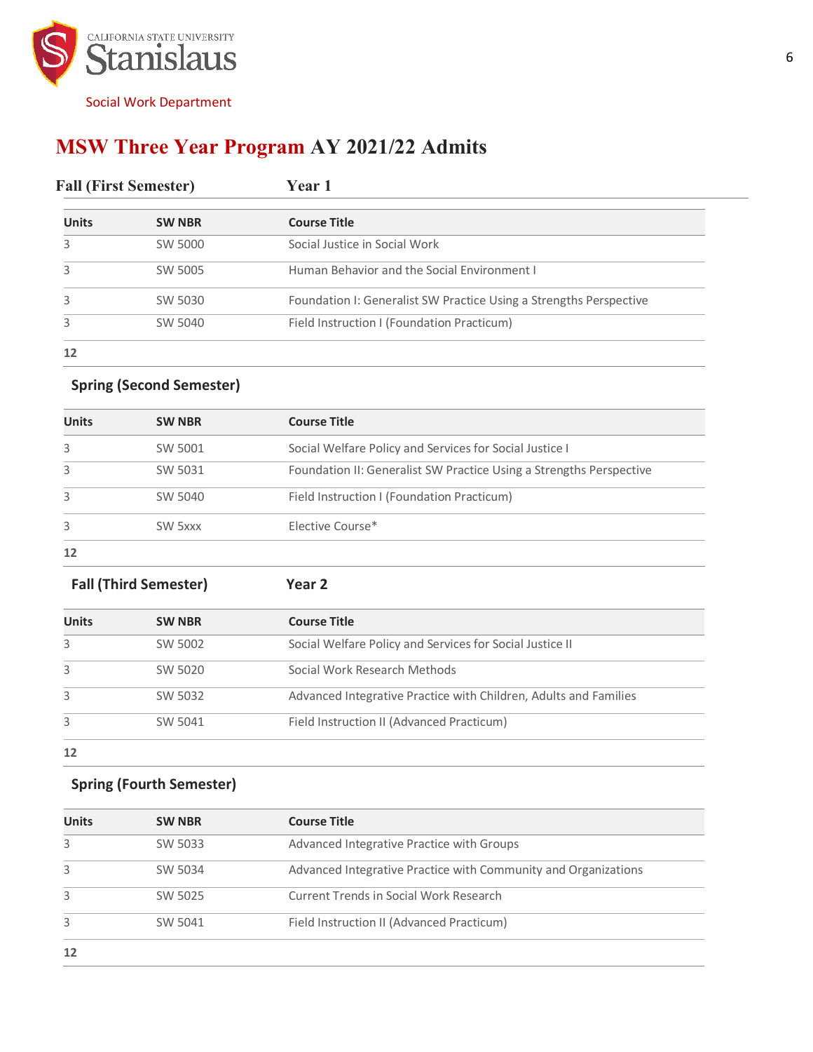California State University Stanislaus

Social Work Department

# MSW Three Year Program AY 2021/22 Admits

## Fall (First Semester) Year 1

| Units | SW NBR | Course Title |
|---|---|---|
| 3 | SW 5000 | Social Justice in Social Work |
| 3 | SW 5005 | Human Behavior and the Social Environment I |
| 3 | SW 5030 | Foundation I: Generalist SW Practice Using a Strengths Perspective |
| 3 | SW 5040 | Field Instruction I (Foundation Practicum) |
| **12** | | |

## Spring (Second Semester)

| Units | SW NBR | Course Title |
|---|---|---|
| 3 | SW 5001 | Social Welfare Policy and Services for Social Justice I |
| 3 | SW 5031 | Foundation II: Generalist SW Practice Using a Strengths Perspective |
| 3 | SW 5040 | Field Instruction I (Foundation Practicum) |
| 3 | SW 5xxx | Elective Course* |
| **12** | | |

## Fall (Third Semester) Year 2

| Units | SW NBR | Course Title |
|---|---|---|
| 3 | SW 5002 | Social Welfare Policy and Services for Social Justice II |
| 3 | SW 5020 | Social Work Research Methods |
| 3 | SW 5032 | Advanced Integrative Practice with Children, Adults and Families |
| 3 | SW 5041 | Field Instruction II (Advanced Practicum) |
| **12** | | |

## Spring (Fourth Semester)

| Units | SW NBR | Course Title |
|---|---|---|
| 3 | SW 5033 | Advanced Integrative Practice with Groups |
| 3 | SW 5034 | Advanced Integrative Practice with Community and Organizations |
| 3 | SW 5025 | Current Trends in Social Work Research |
| 3 | SW 5041 | Field Instruction II (Advanced Practicum) |
| **12** | | |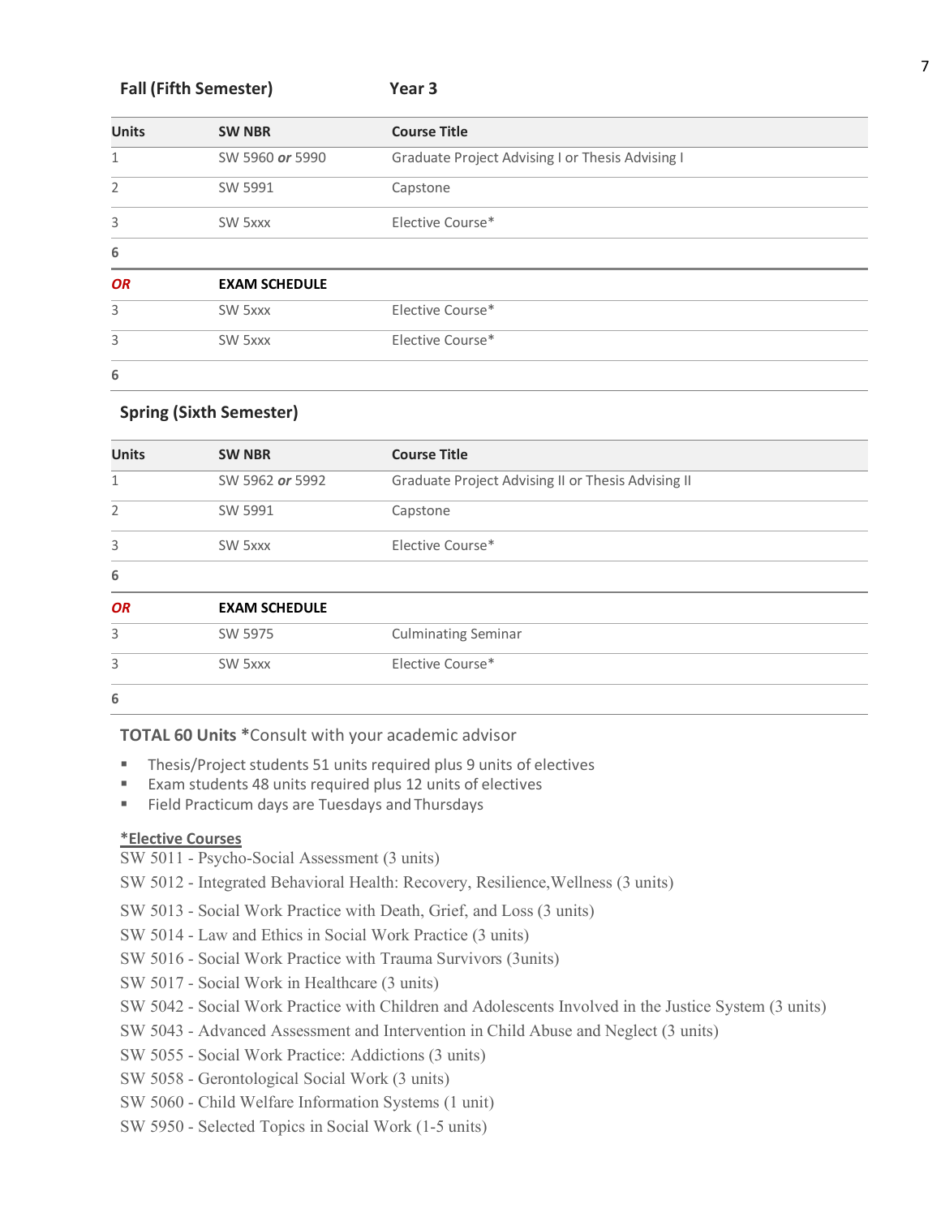## Fall (Fifth Semester) Year 3

| Units | SW NBR | Course Title |
|---|---|---|
| 1 | SW 5960 ***or*** 5990 | Graduate Project Advising I or Thesis Advising I |
| 2 | SW 5991 | Capstone |
| 3 | SW 5xxx | Elective Course* |
| **6** | | |
| ***OR*** | **EXAM SCHEDULE** | |
| 3 | SW 5xxx | Elective Course* |
| 3 | SW 5xxx | Elective Course* |
| **6** | | |

## Spring (Sixth Semester)

| Units | SW NBR | Course Title |
|---|---|---|
| 1 | SW 5962 ***or*** 5992 | Graduate Project Advising II or Thesis Advising II |
| 2 | SW 5991 | Capstone |
| 3 | SW 5xxx | Elective Course* |
| **6** | | |
| ***OR*** | **EXAM SCHEDULE** | |
| 3 | SW 5975 | Culminating Seminar |
| 3 | SW 5xxx | Elective Course* |
| **6** | | |

**TOTAL 60 Units** ***Consult with your academic advisor**

- Thesis/Project students 51 units required plus 9 units of electives
- Exam students 48 units required plus 12 units of electives
- Field Practicum days are Tuesdays and Thursdays

**<u>*Elective Courses</u>**

SW 5011 - Psycho-Social Assessment (3 units)

SW 5012 - Integrated Behavioral Health: Recovery, Resilience,Wellness (3 units)

SW 5013 - Social Work Practice with Death, Grief, and Loss (3 units)

SW 5014 - Law and Ethics in Social Work Practice (3 units)

SW 5016 - Social Work Practice with Trauma Survivors (3units)

SW 5017 - Social Work in Healthcare (3 units)

SW 5042 - Social Work Practice with Children and Adolescents Involved in the Justice System (3 units)

SW 5043 - Advanced Assessment and Intervention in Child Abuse and Neglect (3 units)

SW 5055 - Social Work Practice: Addictions (3 units)

SW 5058 - Gerontological Social Work (3 units)

SW 5060 - Child Welfare Information Systems (1 unit)

SW 5950 - Selected Topics in Social Work (1-5 units)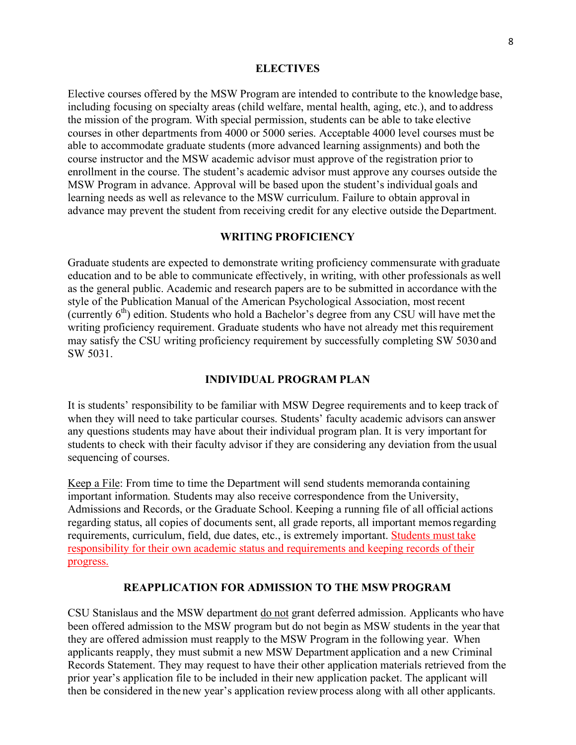## ELECTIVES

Elective courses offered by the MSW Program are intended to contribute to the knowledge base, including focusing on specialty areas (child welfare, mental health, aging, etc.), and to address the mission of the program. With special permission, students can be able to take elective courses in other departments from 4000 or 5000 series. Acceptable 4000 level courses must be able to accommodate graduate students (more advanced learning assignments) and both the course instructor and the MSW academic advisor must approve of the registration prior to enrollment in the course. The student's academic advisor must approve any courses outside the MSW Program in advance. Approval will be based upon the student's individual goals and learning needs as well as relevance to the MSW curriculum. Failure to obtain approval in advance may prevent the student from receiving credit for any elective outside the Department.

## WRITING PROFICIENCY

Graduate students are expected to demonstrate writing proficiency commensurate with graduate education and to be able to communicate effectively, in writing, with other professionals as well as the general public. Academic and research papers are to be submitted in accordance with the style of the Publication Manual of the American Psychological Association, most recent (currently 6th) edition. Students who hold a Bachelor's degree from any CSU will have met the writing proficiency requirement. Graduate students who have not already met this requirement may satisfy the CSU writing proficiency requirement by successfully completing SW 5030 and SW 5031.

## INDIVIDUAL PROGRAM PLAN

It is students' responsibility to be familiar with MSW Degree requirements and to keep track of when they will need to take particular courses. Students' faculty academic advisors can answer any questions students may have about their individual program plan. It is very important for students to check with their faculty advisor if they are considering any deviation from the usual sequencing of courses.

<u>Keep a File</u>: From time to time the Department will send students memoranda containing important information. Students may also receive correspondence from the University, Admissions and Records, or the Graduate School. Keeping a running file of all official actions regarding status, all copies of documents sent, all grade reports, all important memos regarding requirements, curriculum, field, due dates, etc., is extremely important. <u>Students must take responsibility for their own academic status and requirements and keeping records of their progress.</u>

## REAPPLICATION FOR ADMISSION TO THE MSW PROGRAM

CSU Stanislaus and the MSW department <u>do not</u> grant deferred admission. Applicants who have been offered admission to the MSW program but do not begin as MSW students in the year that they are offered admission must reapply to the MSW Program in the following year. When applicants reapply, they must submit a new MSW Department application and a new Criminal Records Statement. They may request to have their other application materials retrieved from the prior year's application file to be included in their new application packet. The applicant will then be considered in the new year's application review process along with all other applicants.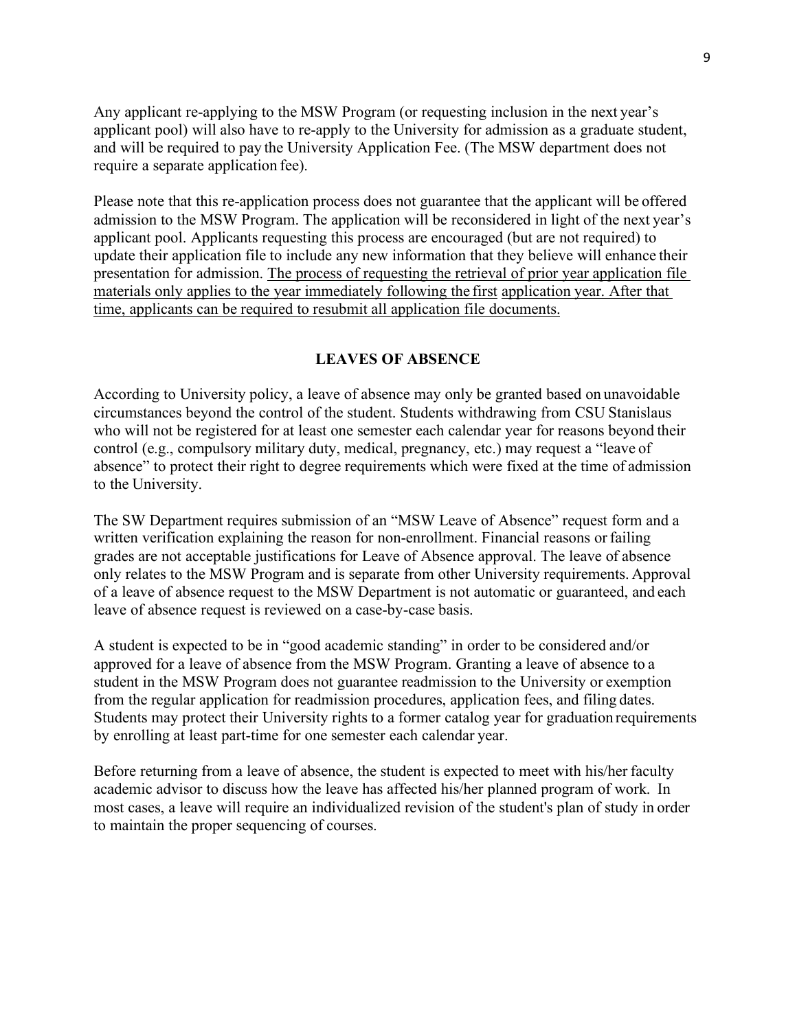Any applicant re-applying to the MSW Program (or requesting inclusion in the next year's applicant pool) will also have to re-apply to the University for admission as a graduate student, and will be required to pay the University Application Fee. (The MSW department does not require a separate application fee).

Please note that this re-application process does not guarantee that the applicant will be offered admission to the MSW Program. The application will be reconsidered in light of the next year's applicant pool. Applicants requesting this process are encouraged (but are not required) to update their application file to include any new information that they believe will enhance their presentation for admission. <u>The process of requesting the retrieval of prior year application file materials only applies to the year immediately following the first application year. After that time, applicants can be required to resubmit all application file documents.</u>

## LEAVES OF ABSENCE

According to University policy, a leave of absence may only be granted based on unavoidable circumstances beyond the control of the student. Students withdrawing from CSU Stanislaus who will not be registered for at least one semester each calendar year for reasons beyond their control (e.g., compulsory military duty, medical, pregnancy, etc.) may request a "leave of absence" to protect their right to degree requirements which were fixed at the time of admission to the University.

The SW Department requires submission of an "MSW Leave of Absence" request form and a written verification explaining the reason for non-enrollment. Financial reasons or failing grades are not acceptable justifications for Leave of Absence approval. The leave of absence only relates to the MSW Program and is separate from other University requirements. Approval of a leave of absence request to the MSW Department is not automatic or guaranteed, and each leave of absence request is reviewed on a case-by-case basis.

A student is expected to be in "good academic standing" in order to be considered and/or approved for a leave of absence from the MSW Program. Granting a leave of absence to a student in the MSW Program does not guarantee readmission to the University or exemption from the regular application for readmission procedures, application fees, and filing dates. Students may protect their University rights to a former catalog year for graduation requirements by enrolling at least part-time for one semester each calendar year.

Before returning from a leave of absence, the student is expected to meet with his/her faculty academic advisor to discuss how the leave has affected his/her planned program of work. In most cases, a leave will require an individualized revision of the student's plan of study in order to maintain the proper sequencing of courses.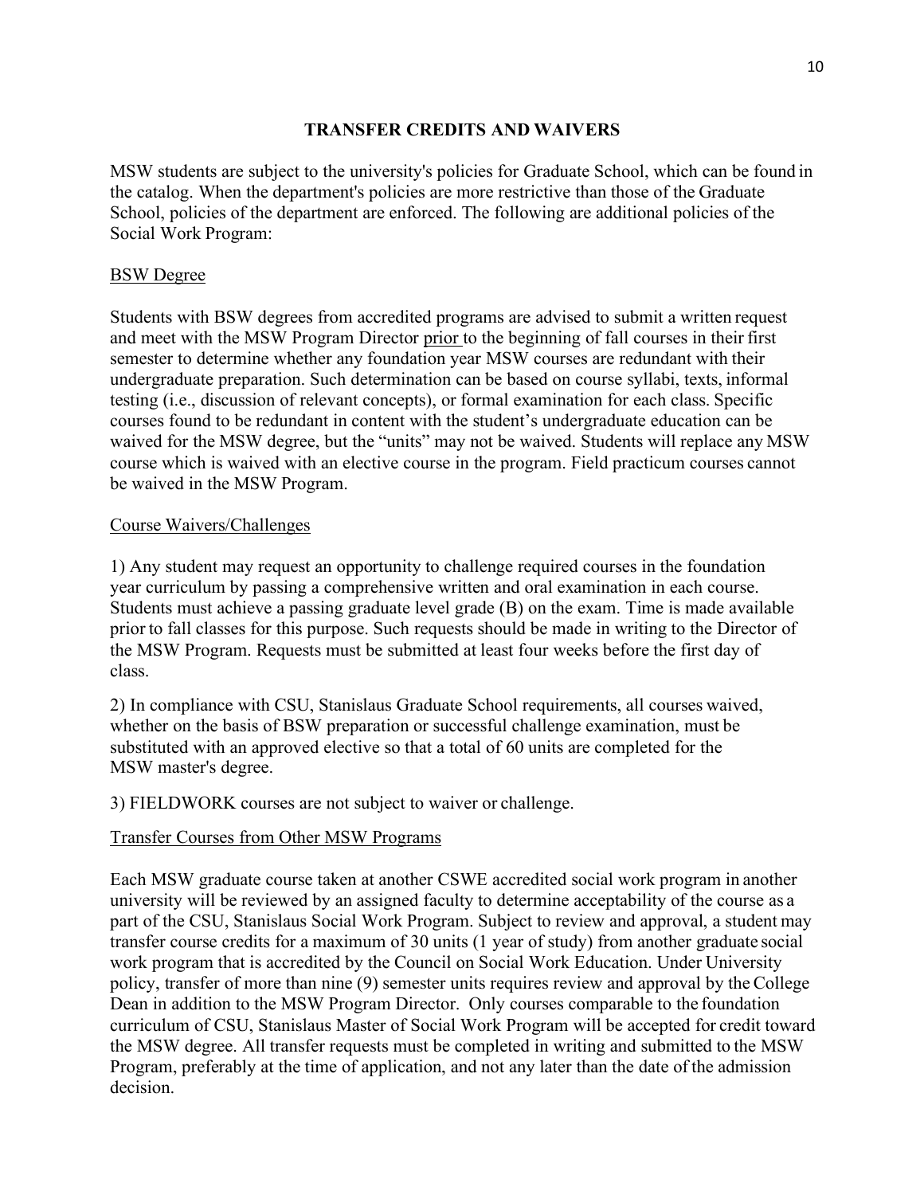## TRANSFER CREDITS AND WAIVERS

MSW students are subject to the university's policies for Graduate School, which can be found in the catalog. When the department's policies are more restrictive than those of the Graduate School, policies of the department are enforced. The following are additional policies of the Social Work Program:

### BSW Degree

Students with BSW degrees from accredited programs are advised to submit a written request and meet with the MSW Program Director prior to the beginning of fall courses in their first semester to determine whether any foundation year MSW courses are redundant with their undergraduate preparation. Such determination can be based on course syllabi, texts, informal testing (i.e., discussion of relevant concepts), or formal examination for each class. Specific courses found to be redundant in content with the student's undergraduate education can be waived for the MSW degree, but the "units" may not be waived. Students will replace any MSW course which is waived with an elective course in the program. Field practicum courses cannot be waived in the MSW Program.

### Course Waivers/Challenges

1) Any student may request an opportunity to challenge required courses in the foundation year curriculum by passing a comprehensive written and oral examination in each course. Students must achieve a passing graduate level grade (B) on the exam. Time is made available prior to fall classes for this purpose. Such requests should be made in writing to the Director of the MSW Program. Requests must be submitted at least four weeks before the first day of class.

2) In compliance with CSU, Stanislaus Graduate School requirements, all courses waived, whether on the basis of BSW preparation or successful challenge examination, must be substituted with an approved elective so that a total of 60 units are completed for the MSW master's degree.

3) FIELDWORK courses are not subject to waiver or challenge.

### Transfer Courses from Other MSW Programs

Each MSW graduate course taken at another CSWE accredited social work program in another university will be reviewed by an assigned faculty to determine acceptability of the course as a part of the CSU, Stanislaus Social Work Program. Subject to review and approval, a student may transfer course credits for a maximum of 30 units (1 year of study) from another graduate social work program that is accredited by the Council on Social Work Education. Under University policy, transfer of more than nine (9) semester units requires review and approval by the College Dean in addition to the MSW Program Director. Only courses comparable to the foundation curriculum of CSU, Stanislaus Master of Social Work Program will be accepted for credit toward the MSW degree. All transfer requests must be completed in writing and submitted to the MSW Program, preferably at the time of application, and not any later than the date of the admission decision.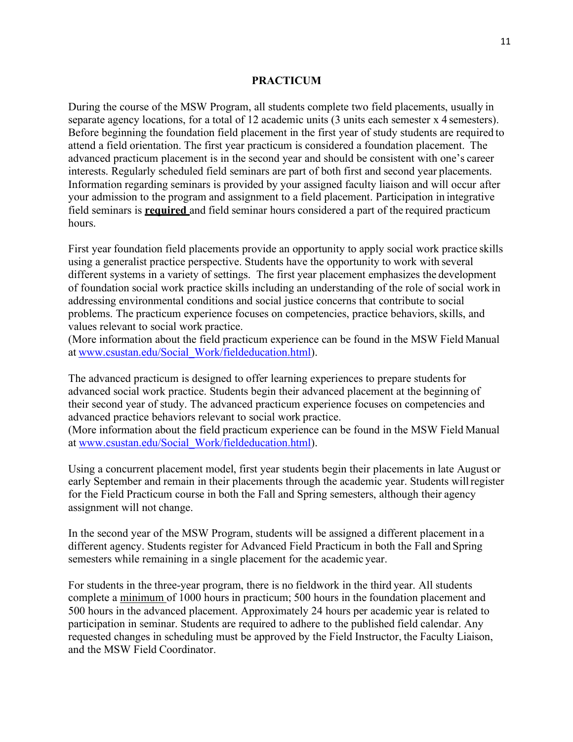# PRACTICUM

During the course of the MSW Program, all students complete two field placements, usually in separate agency locations, for a total of 12 academic units (3 units each semester x 4 semesters). Before beginning the foundation field placement in the first year of study students are required to attend a field orientation. The first year practicum is considered a foundation placement. The advanced practicum placement is in the second year and should be consistent with one's career interests. Regularly scheduled field seminars are part of both first and second year placements. Information regarding seminars is provided by your assigned faculty liaison and will occur after your admission to the program and assignment to a field placement. Participation in integrative field seminars is **required** and field seminar hours considered a part of the required practicum hours.

First year foundation field placements provide an opportunity to apply social work practice skills using a generalist practice perspective. Students have the opportunity to work with several different systems in a variety of settings. The first year placement emphasizes the development of foundation social work practice skills including an understanding of the role of social work in addressing environmental conditions and social justice concerns that contribute to social problems. The practicum experience focuses on competencies, practice behaviors, skills, and values relevant to social work practice.
(More information about the field practicum experience can be found in the MSW Field Manual at www.csustan.edu/Social_Work/fieldeducation.html).

The advanced practicum is designed to offer learning experiences to prepare students for advanced social work practice. Students begin their advanced placement at the beginning of their second year of study. The advanced practicum experience focuses on competencies and advanced practice behaviors relevant to social work practice.
(More information about the field practicum experience can be found in the MSW Field Manual at www.csustan.edu/Social_Work/fieldeducation.html).

Using a concurrent placement model, first year students begin their placements in late August or early September and remain in their placements through the academic year. Students will register for the Field Practicum course in both the Fall and Spring semesters, although their agency assignment will not change.

In the second year of the MSW Program, students will be assigned a different placement in a different agency. Students register for Advanced Field Practicum in both the Fall and Spring semesters while remaining in a single placement for the academic year.

For students in the three-year program, there is no fieldwork in the third year. All students complete a minimum of 1000 hours in practicum; 500 hours in the foundation placement and 500 hours in the advanced placement. Approximately 24 hours per academic year is related to participation in seminar. Students are required to adhere to the published field calendar. Any requested changes in scheduling must be approved by the Field Instructor, the Faculty Liaison, and the MSW Field Coordinator.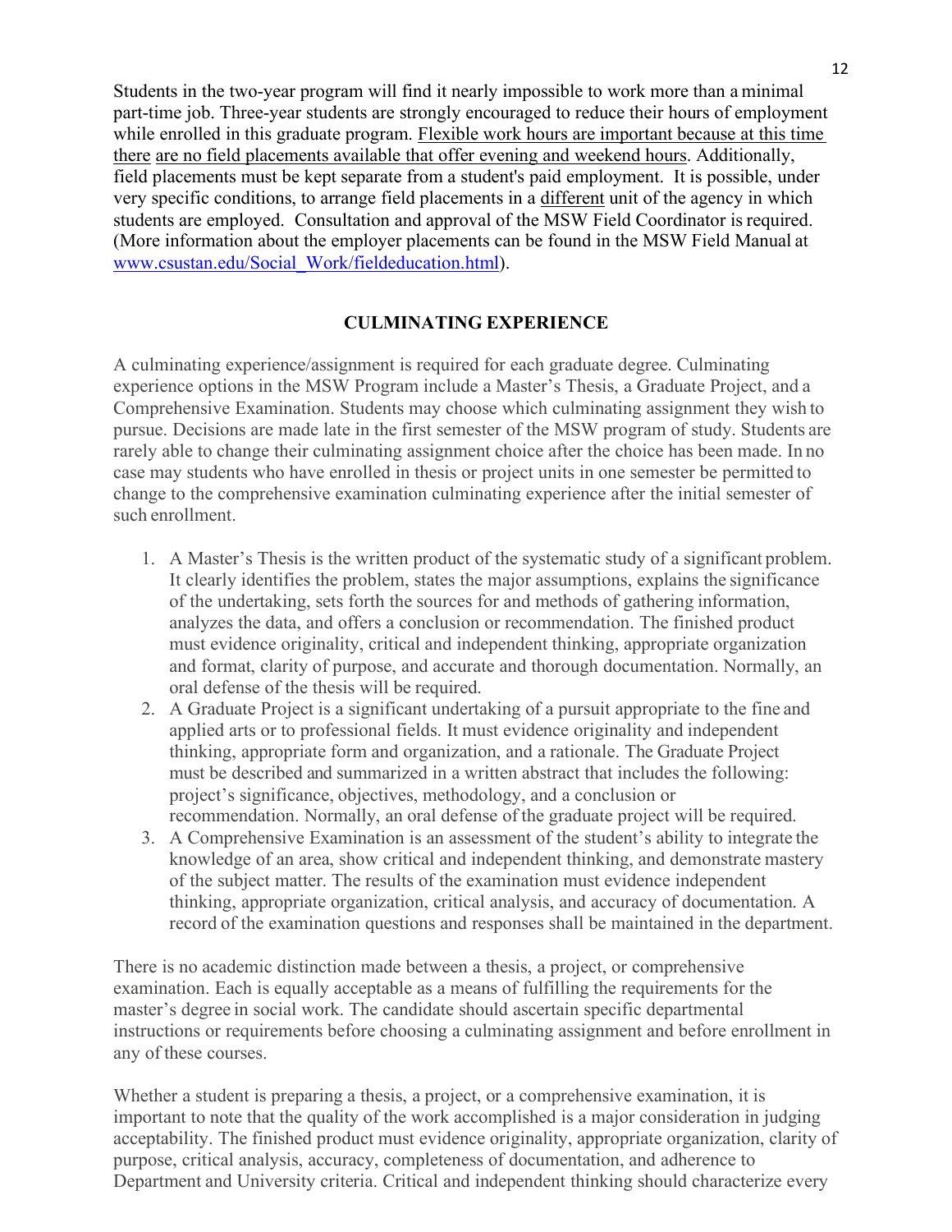Students in the two-year program will find it nearly impossible to work more than a minimal part-time job. Three-year students are strongly encouraged to reduce their hours of employment while enrolled in this graduate program. <u>Flexible work hours are important because at this time there are no field placements available that offer evening and weekend hours</u>. Additionally, field placements must be kept separate from a student's paid employment. It is possible, under very specific conditions, to arrange field placements in a <u>different</u> unit of the agency in which students are employed. Consultation and approval of the MSW Field Coordinator is required. (More information about the employer placements can be found in the MSW Field Manual at [www.csustan.edu/Social_Work/fieldeducation.html](www.csustan.edu/Social_Work/fieldeducation.html)).

## CULMINATING EXPERIENCE

A culminating experience/assignment is required for each graduate degree. Culminating experience options in the MSW Program include a Master's Thesis, a Graduate Project, and a Comprehensive Examination. Students may choose which culminating assignment they wish to pursue. Decisions are made late in the first semester of the MSW program of study. Students are rarely able to change their culminating assignment choice after the choice has been made. In no case may students who have enrolled in thesis or project units in one semester be permitted to change to the comprehensive examination culminating experience after the initial semester of such enrollment.

1. A Master's Thesis is the written product of the systematic study of a significant problem. It clearly identifies the problem, states the major assumptions, explains the significance of the undertaking, sets forth the sources for and methods of gathering information, analyzes the data, and offers a conclusion or recommendation. The finished product must evidence originality, critical and independent thinking, appropriate organization and format, clarity of purpose, and accurate and thorough documentation. Normally, an oral defense of the thesis will be required.
2. A Graduate Project is a significant undertaking of a pursuit appropriate to the fine and applied arts or to professional fields. It must evidence originality and independent thinking, appropriate form and organization, and a rationale. The Graduate Project must be described and summarized in a written abstract that includes the following: project's significance, objectives, methodology, and a conclusion or recommendation. Normally, an oral defense of the graduate project will be required.
3. A Comprehensive Examination is an assessment of the student's ability to integrate the knowledge of an area, show critical and independent thinking, and demonstrate mastery of the subject matter. The results of the examination must evidence independent thinking, appropriate organization, critical analysis, and accuracy of documentation. A record of the examination questions and responses shall be maintained in the department.

There is no academic distinction made between a thesis, a project, or comprehensive examination. Each is equally acceptable as a means of fulfilling the requirements for the master's degree in social work. The candidate should ascertain specific departmental instructions or requirements before choosing a culminating assignment and before enrollment in any of these courses.

Whether a student is preparing a thesis, a project, or a comprehensive examination, it is important to note that the quality of the work accomplished is a major consideration in judging acceptability. The finished product must evidence originality, appropriate organization, clarity of purpose, critical analysis, accuracy, completeness of documentation, and adherence to Department and University criteria. Critical and independent thinking should characterize every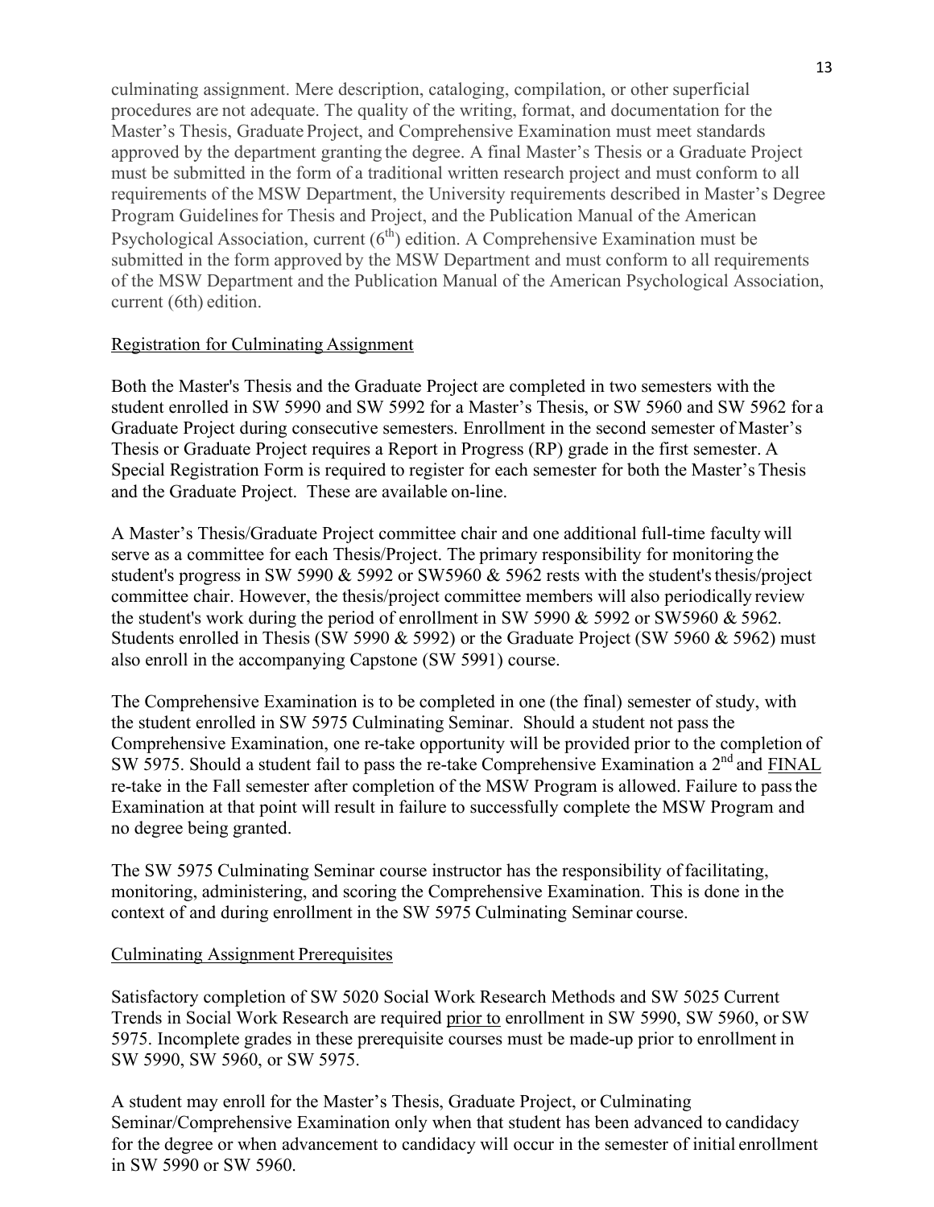culminating assignment. Mere description, cataloging, compilation, or other superficial procedures are not adequate. The quality of the writing, format, and documentation for the Master's Thesis, Graduate Project, and Comprehensive Examination must meet standards approved by the department granting the degree. A final Master's Thesis or a Graduate Project must be submitted in the form of a traditional written research project and must conform to all requirements of the MSW Department, the University requirements described in Master's Degree Program Guidelines for Thesis and Project, and the Publication Manual of the American Psychological Association, current (6th) edition. A Comprehensive Examination must be submitted in the form approved by the MSW Department and must conform to all requirements of the MSW Department and the Publication Manual of the American Psychological Association, current (6th) edition.

## Registration for Culminating Assignment

Both the Master's Thesis and the Graduate Project are completed in two semesters with the student enrolled in SW 5990 and SW 5992 for a Master's Thesis, or SW 5960 and SW 5962 for a Graduate Project during consecutive semesters. Enrollment in the second semester of Master's Thesis or Graduate Project requires a Report in Progress (RP) grade in the first semester. A Special Registration Form is required to register for each semester for both the Master's Thesis and the Graduate Project. These are available on-line.

A Master's Thesis/Graduate Project committee chair and one additional full-time faculty will serve as a committee for each Thesis/Project. The primary responsibility for monitoring the student's progress in SW 5990 & 5992 or SW5960 & 5962 rests with the student's thesis/project committee chair. However, the thesis/project committee members will also periodically review the student's work during the period of enrollment in SW 5990 & 5992 or SW5960 & 5962. Students enrolled in Thesis (SW 5990 & 5992) or the Graduate Project (SW 5960 & 5962) must also enroll in the accompanying Capstone (SW 5991) course.

The Comprehensive Examination is to be completed in one (the final) semester of study, with the student enrolled in SW 5975 Culminating Seminar. Should a student not pass the Comprehensive Examination, one re-take opportunity will be provided prior to the completion of SW 5975. Should a student fail to pass the re-take Comprehensive Examination a 2nd and FINAL re-take in the Fall semester after completion of the MSW Program is allowed. Failure to pass the Examination at that point will result in failure to successfully complete the MSW Program and no degree being granted.

The SW 5975 Culminating Seminar course instructor has the responsibility of facilitating, monitoring, administering, and scoring the Comprehensive Examination. This is done in the context of and during enrollment in the SW 5975 Culminating Seminar course.

## Culminating Assignment Prerequisites

Satisfactory completion of SW 5020 Social Work Research Methods and SW 5025 Current Trends in Social Work Research are required prior to enrollment in SW 5990, SW 5960, or SW 5975. Incomplete grades in these prerequisite courses must be made-up prior to enrollment in SW 5990, SW 5960, or SW 5975.

A student may enroll for the Master's Thesis, Graduate Project, or Culminating Seminar/Comprehensive Examination only when that student has been advanced to candidacy for the degree or when advancement to candidacy will occur in the semester of initial enrollment in SW 5990 or SW 5960.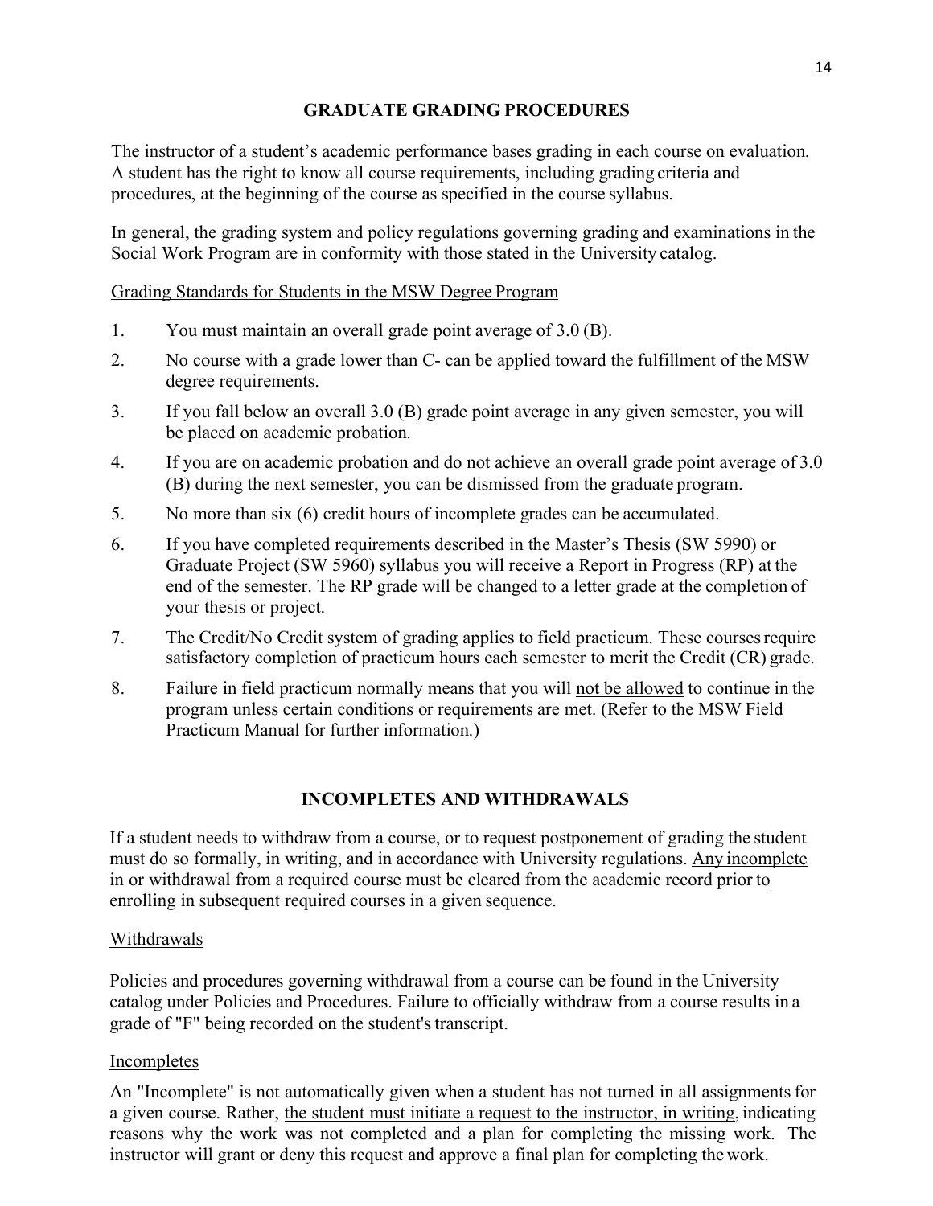## GRADUATE GRADING PROCEDURES

The instructor of a student's academic performance bases grading in each course on evaluation. A student has the right to know all course requirements, including grading criteria and procedures, at the beginning of the course as specified in the course syllabus.

In general, the grading system and policy regulations governing grading and examinations in the Social Work Program are in conformity with those stated in the University catalog.

<u>Grading Standards for Students in the MSW Degree Program</u>

1. You must maintain an overall grade point average of 3.0 (B).
2. No course with a grade lower than C- can be applied toward the fulfillment of the MSW degree requirements.
3. If you fall below an overall 3.0 (B) grade point average in any given semester, you will be placed on academic probation.
4. If you are on academic probation and do not achieve an overall grade point average of 3.0 (B) during the next semester, you can be dismissed from the graduate program.
5. No more than six (6) credit hours of incomplete grades can be accumulated.
6. If you have completed requirements described in the Master's Thesis (SW 5990) or Graduate Project (SW 5960) syllabus you will receive a Report in Progress (RP) at the end of the semester. The RP grade will be changed to a letter grade at the completion of your thesis or project.
7. The Credit/No Credit system of grading applies to field practicum. These courses require satisfactory completion of practicum hours each semester to merit the Credit (CR) grade.
8. Failure in field practicum normally means that you will <u>not be allowed</u> to continue in the program unless certain conditions or requirements are met. (Refer to the MSW Field Practicum Manual for further information.)

## INCOMPLETES AND WITHDRAWALS

If a student needs to withdraw from a course, or to request postponement of grading the student must do so formally, in writing, and in accordance with University regulations. <u>Any incomplete in or withdrawal from a required course must be cleared from the academic record prior to enrolling in subsequent required courses in a given sequence.</u>

<u>Withdrawals</u>

Policies and procedures governing withdrawal from a course can be found in the University catalog under Policies and Procedures. Failure to officially withdraw from a course results in a grade of "F" being recorded on the student's transcript.

<u>Incompletes</u>

An "Incomplete" is not automatically given when a student has not turned in all assignments for a given course. Rather, <u>the student must initiate a request to the instructor, in writing,</u> indicating reasons why the work was not completed and a plan for completing the missing work. The instructor will grant or deny this request and approve a final plan for completing the work.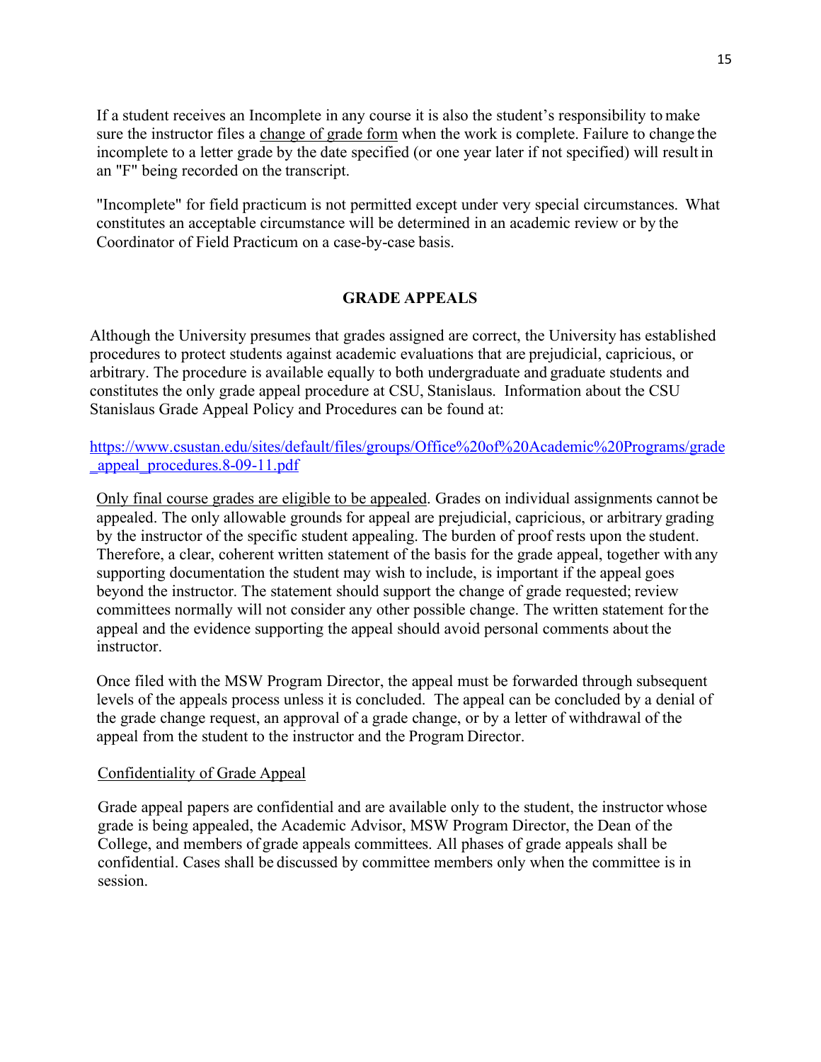If a student receives an Incomplete in any course it is also the student's responsibility to make sure the instructor files a change of grade form when the work is complete. Failure to change the incomplete to a letter grade by the date specified (or one year later if not specified) will result in an "F" being recorded on the transcript.

"Incomplete" for field practicum is not permitted except under very special circumstances. What constitutes an acceptable circumstance will be determined in an academic review or by the Coordinator of Field Practicum on a case-by-case basis.

## GRADE APPEALS

Although the University presumes that grades assigned are correct, the University has established procedures to protect students against academic evaluations that are prejudicial, capricious, or arbitrary. The procedure is available equally to both undergraduate and graduate students and constitutes the only grade appeal procedure at CSU, Stanislaus. Information about the CSU Stanislaus Grade Appeal Policy and Procedures can be found at:

https://www.csustan.edu/sites/default/files/groups/Office%20of%20Academic%20Programs/grade_appeal_procedures.8-09-11.pdf

Only final course grades are eligible to be appealed. Grades on individual assignments cannot be appealed. The only allowable grounds for appeal are prejudicial, capricious, or arbitrary grading by the instructor of the specific student appealing. The burden of proof rests upon the student. Therefore, a clear, coherent written statement of the basis for the grade appeal, together with any supporting documentation the student may wish to include, is important if the appeal goes beyond the instructor. The statement should support the change of grade requested; review committees normally will not consider any other possible change. The written statement for the appeal and the evidence supporting the appeal should avoid personal comments about the instructor.

Once filed with the MSW Program Director, the appeal must be forwarded through subsequent levels of the appeals process unless it is concluded. The appeal can be concluded by a denial of the grade change request, an approval of a grade change, or by a letter of withdrawal of the appeal from the student to the instructor and the Program Director.

Confidentiality of Grade Appeal

Grade appeal papers are confidential and are available only to the student, the instructor whose grade is being appealed, the Academic Advisor, MSW Program Director, the Dean of the College, and members of grade appeals committees. All phases of grade appeals shall be confidential. Cases shall be discussed by committee members only when the committee is in session.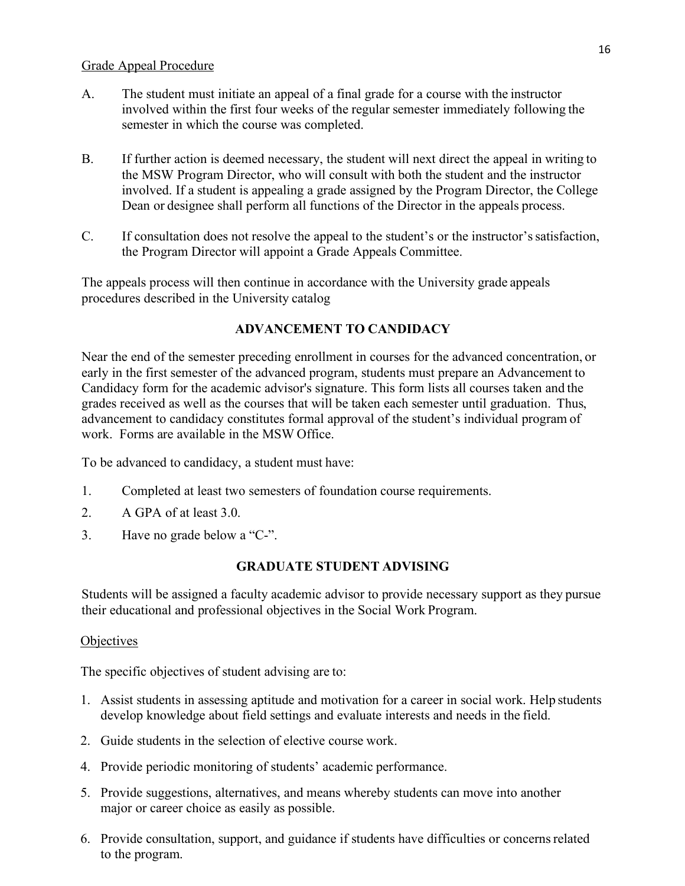Grade Appeal Procedure

A. The student must initiate an appeal of a final grade for a course with the instructor involved within the first four weeks of the regular semester immediately following the semester in which the course was completed.

B. If further action is deemed necessary, the student will next direct the appeal in writing to the MSW Program Director, who will consult with both the student and the instructor involved. If a student is appealing a grade assigned by the Program Director, the College Dean or designee shall perform all functions of the Director in the appeals process.

C. If consultation does not resolve the appeal to the student's or the instructor's satisfaction, the Program Director will appoint a Grade Appeals Committee.

The appeals process will then continue in accordance with the University grade appeals procedures described in the University catalog

## ADVANCEMENT TO CANDIDACY

Near the end of the semester preceding enrollment in courses for the advanced concentration, or early in the first semester of the advanced program, students must prepare an Advancement to Candidacy form for the academic advisor's signature. This form lists all courses taken and the grades received as well as the courses that will be taken each semester until graduation. Thus, advancement to candidacy constitutes formal approval of the student's individual program of work. Forms are available in the MSW Office.

To be advanced to candidacy, a student must have:

1. Completed at least two semesters of foundation course requirements.
2. A GPA of at least 3.0.
3. Have no grade below a "C-".

## GRADUATE STUDENT ADVISING

Students will be assigned a faculty academic advisor to provide necessary support as they pursue their educational and professional objectives in the Social Work Program.

Objectives

The specific objectives of student advising are to:

1. Assist students in assessing aptitude and motivation for a career in social work. Help students develop knowledge about field settings and evaluate interests and needs in the field.
2. Guide students in the selection of elective course work.
4. Provide periodic monitoring of students' academic performance.
5. Provide suggestions, alternatives, and means whereby students can move into another major or career choice as easily as possible.
6. Provide consultation, support, and guidance if students have difficulties or concerns related to the program.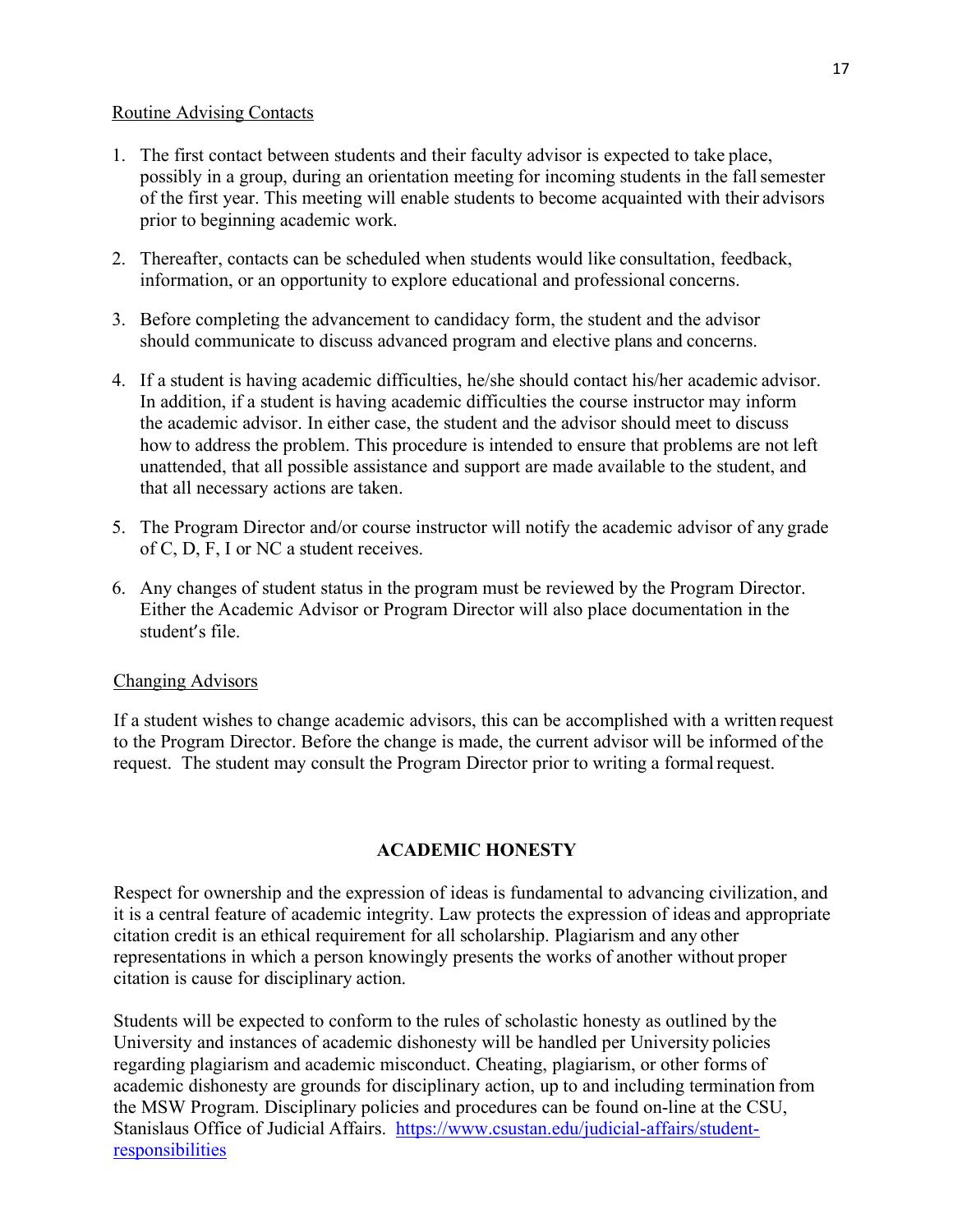<u>Routine Advising Contacts</u>

1. The first contact between students and their faculty advisor is expected to take place, possibly in a group, during an orientation meeting for incoming students in the fall semester of the first year. This meeting will enable students to become acquainted with their advisors prior to beginning academic work.

2. Thereafter, contacts can be scheduled when students would like consultation, feedback, information, or an opportunity to explore educational and professional concerns.

3. Before completing the advancement to candidacy form, the student and the advisor should communicate to discuss advanced program and elective plans and concerns.

4. If a student is having academic difficulties, he/she should contact his/her academic advisor. In addition, if a student is having academic difficulties the course instructor may inform the academic advisor. In either case, the student and the advisor should meet to discuss how to address the problem. This procedure is intended to ensure that problems are not left unattended, that all possible assistance and support are made available to the student, and that all necessary actions are taken.

5. The Program Director and/or course instructor will notify the academic advisor of any grade of C, D, F, I or NC a student receives.

6. Any changes of student status in the program must be reviewed by the Program Director. Either the Academic Advisor or Program Director will also place documentation in the student's file.

<u>Changing Advisors</u>

If a student wishes to change academic advisors, this can be accomplished with a written request to the Program Director. Before the change is made, the current advisor will be informed of the request. The student may consult the Program Director prior to writing a formal request.

## ACADEMIC HONESTY

Respect for ownership and the expression of ideas is fundamental to advancing civilization, and it is a central feature of academic integrity. Law protects the expression of ideas and appropriate citation credit is an ethical requirement for all scholarship. Plagiarism and any other representations in which a person knowingly presents the works of another without proper citation is cause for disciplinary action.

Students will be expected to conform to the rules of scholastic honesty as outlined by the University and instances of academic dishonesty will be handled per University policies regarding plagiarism and academic misconduct. Cheating, plagiarism, or other forms of academic dishonesty are grounds for disciplinary action, up to and including termination from the MSW Program. Disciplinary policies and procedures can be found on-line at the CSU, Stanislaus Office of Judicial Affairs. [https://www.csustan.edu/judicial-affairs/student-responsibilities](https://www.csustan.edu/judicial-affairs/student-responsibilities)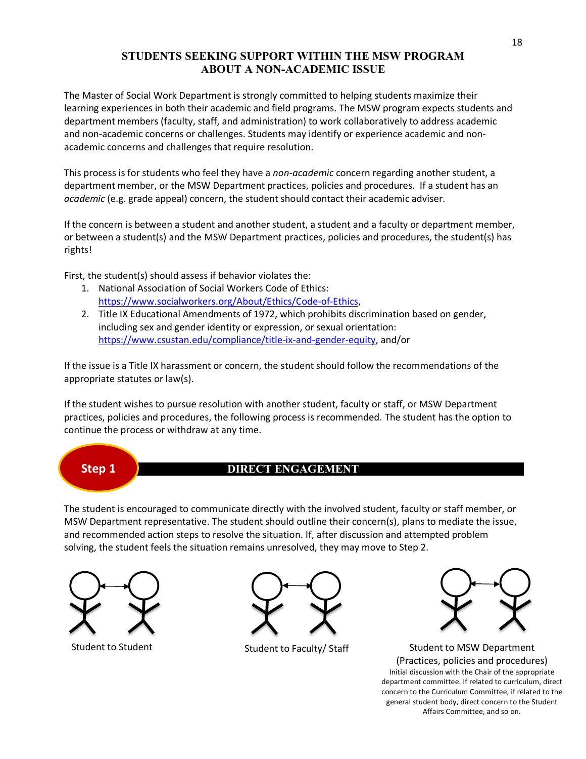# STUDENTS SEEKING SUPPORT WITHIN THE MSW PROGRAM ABOUT A NON-ACADEMIC ISSUE

The Master of Social Work Department is strongly committed to helping students maximize their learning experiences in both their academic and field programs. The MSW program expects students and department members (faculty, staff, and administration) to work collaboratively to address academic and non-academic concerns or challenges. Students may identify or experience academic and non-academic concerns and challenges that require resolution.

This process is for students who feel they have a *non-academic* concern regarding another student, a department member, or the MSW Department practices, policies and procedures. If a student has an *academic* (e.g. grade appeal) concern, the student should contact their academic adviser.

If the concern is between a student and another student, a student and a faculty or department member, or between a student(s) and the MSW Department practices, policies and procedures, the student(s) has rights!

First, the student(s) should assess if behavior violates the:

1. National Association of Social Workers Code of Ethics: https://www.socialworkers.org/About/Ethics/Code-of-Ethics,
2. Title IX Educational Amendments of 1972, which prohibits discrimination based on gender, including sex and gender identity or expression, or sexual orientation: https://www.csustan.edu/compliance/title-ix-and-gender-equity, and/or

If the issue is a Title IX harassment or concern, the student should follow the recommendations of the appropriate statutes or law(s).

If the student wishes to pursue resolution with another student, faculty or staff, or MSW Department practices, policies and procedures, the following process is recommended. The student has the option to continue the process or withdraw at any time.

## Step 1 — DIRECT ENGAGEMENT

The student is encouraged to communicate directly with the involved student, faculty or staff member, or MSW Department representative. The student should outline their concern(s), plans to mediate the issue, and recommended action steps to resolve the situation. If, after discussion and attempted problem solving, the student feels the situation remains unresolved, they may move to Step 2.

Student to Student

Student to Faculty/ Staff

Student to MSW Department (Practices, policies and procedures)

Initial discussion with the Chair of the appropriate department committee. If related to curriculum, direct concern to the Curriculum Committee, if related to the general student body, direct concern to the Student Affairs Committee, and so on.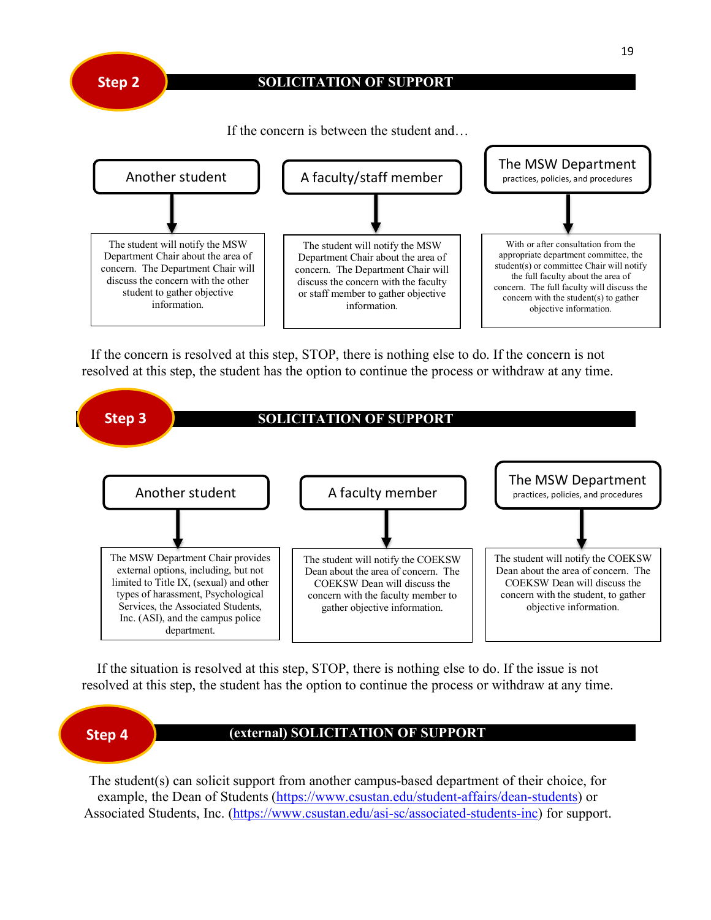## Step 2 — SOLICITATION OF SUPPORT

If the concern is between the student and…

**Another student**

The student will notify the MSW Department Chair about the area of concern. The Department Chair will discuss the concern with the other student to gather objective information.

**A faculty/staff member**

The student will notify the MSW Department Chair about the area of concern. The Department Chair will discuss the concern with the faculty or staff member to gather objective information.

**The MSW Department** practices, policies, and procedures

With or after consultation from the appropriate department committee, the student(s) or committee Chair will notify the full faculty about the area of concern. The full faculty will discuss the concern with the student(s) to gather objective information.

If the concern is resolved at this step, STOP, there is nothing else to do. If the concern is not resolved at this step, the student has the option to continue the process or withdraw at any time.

## Step 3 — SOLICITATION OF SUPPORT

**Another student**

The MSW Department Chair provides external options, including, but not limited to Title IX, (sexual) and other types of harassment, Psychological Services, the Associated Students, Inc. (ASI), and the campus police department.

**A faculty member**

The student will notify the COEKSW Dean about the area of concern. The COEKSW Dean will discuss the concern with the faculty member to gather objective information.

**The MSW Department** practices, policies, and procedures

The student will notify the COEKSW Dean about the area of concern. The COEKSW Dean will discuss the concern with the student, to gather objective information.

If the situation is resolved at this step, STOP, there is nothing else to do. If the issue is not resolved at this step, the student has the option to continue the process or withdraw at any time.

## Step 4 — (external) SOLICITATION OF SUPPORT

The student(s) can solicit support from another campus-based department of their choice, for example, the Dean of Students (https://www.csustan.edu/student-affairs/dean-students) or Associated Students, Inc. (https://www.csustan.edu/asi-sc/associated-students-inc) for support.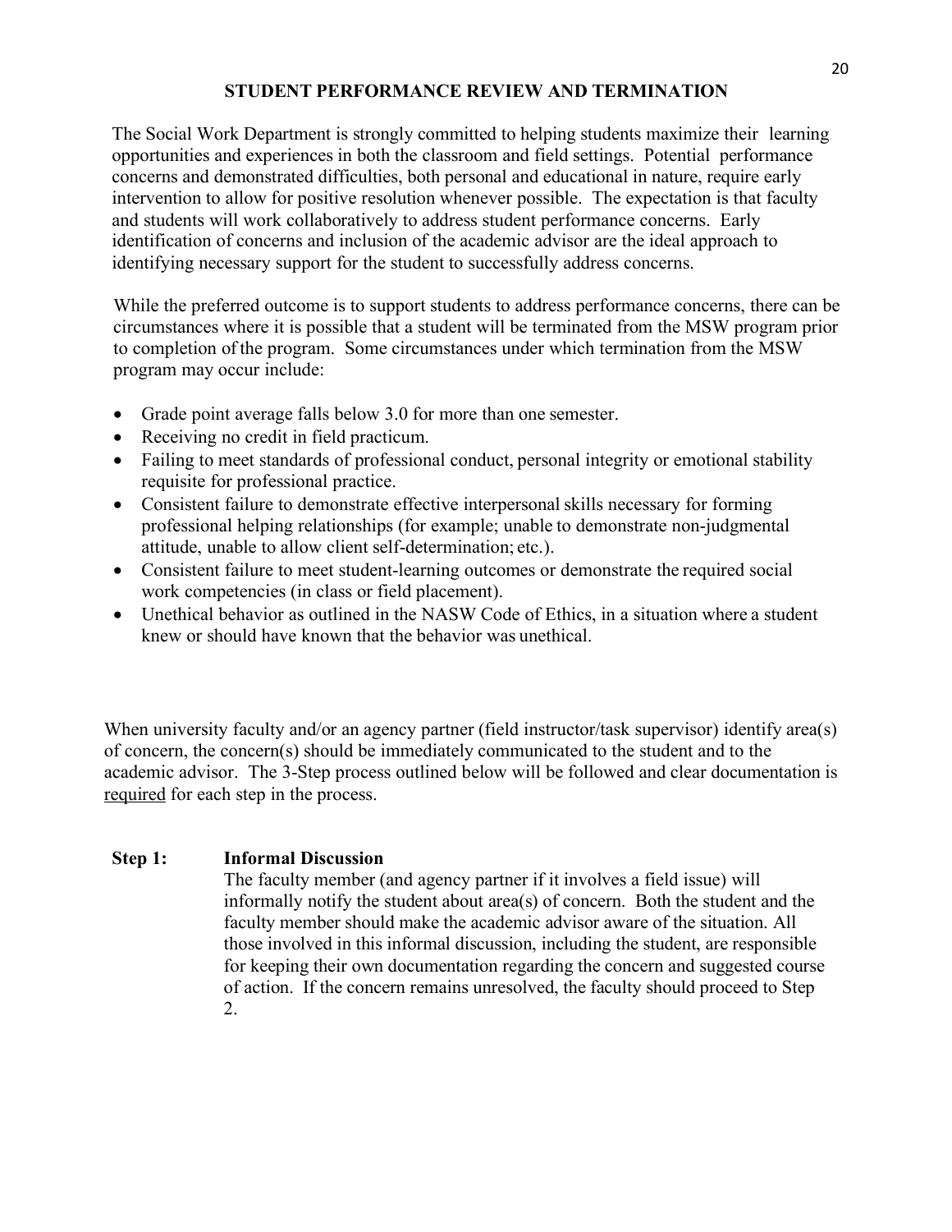## STUDENT PERFORMANCE REVIEW AND TERMINATION

The Social Work Department is strongly committed to helping students maximize their learning opportunities and experiences in both the classroom and field settings. Potential performance concerns and demonstrated difficulties, both personal and educational in nature, require early intervention to allow for positive resolution whenever possible. The expectation is that faculty and students will work collaboratively to address student performance concerns. Early identification of concerns and inclusion of the academic advisor are the ideal approach to identifying necessary support for the student to successfully address concerns.

While the preferred outcome is to support students to address performance concerns, there can be circumstances where it is possible that a student will be terminated from the MSW program prior to completion of the program. Some circumstances under which termination from the MSW program may occur include:

- Grade point average falls below 3.0 for more than one semester.
- Receiving no credit in field practicum.
- Failing to meet standards of professional conduct, personal integrity or emotional stability requisite for professional practice.
- Consistent failure to demonstrate effective interpersonal skills necessary for forming professional helping relationships (for example; unable to demonstrate non-judgmental attitude, unable to allow client self-determination; etc.).
- Consistent failure to meet student-learning outcomes or demonstrate the required social work competencies (in class or field placement).
- Unethical behavior as outlined in the NASW Code of Ethics, in a situation where a student knew or should have known that the behavior was unethical.

When university faculty and/or an agency partner (field instructor/task supervisor) identify area(s) of concern, the concern(s) should be immediately communicated to the student and to the academic advisor. The 3-Step process outlined below will be followed and clear documentation is <u>required</u> for each step in the process.

**Step 1: Informal Discussion**

The faculty member (and agency partner if it involves a field issue) will informally notify the student about area(s) of concern. Both the student and the faculty member should make the academic advisor aware of the situation. All those involved in this informal discussion, including the student, are responsible for keeping their own documentation regarding the concern and suggested course of action. If the concern remains unresolved, the faculty should proceed to Step 2.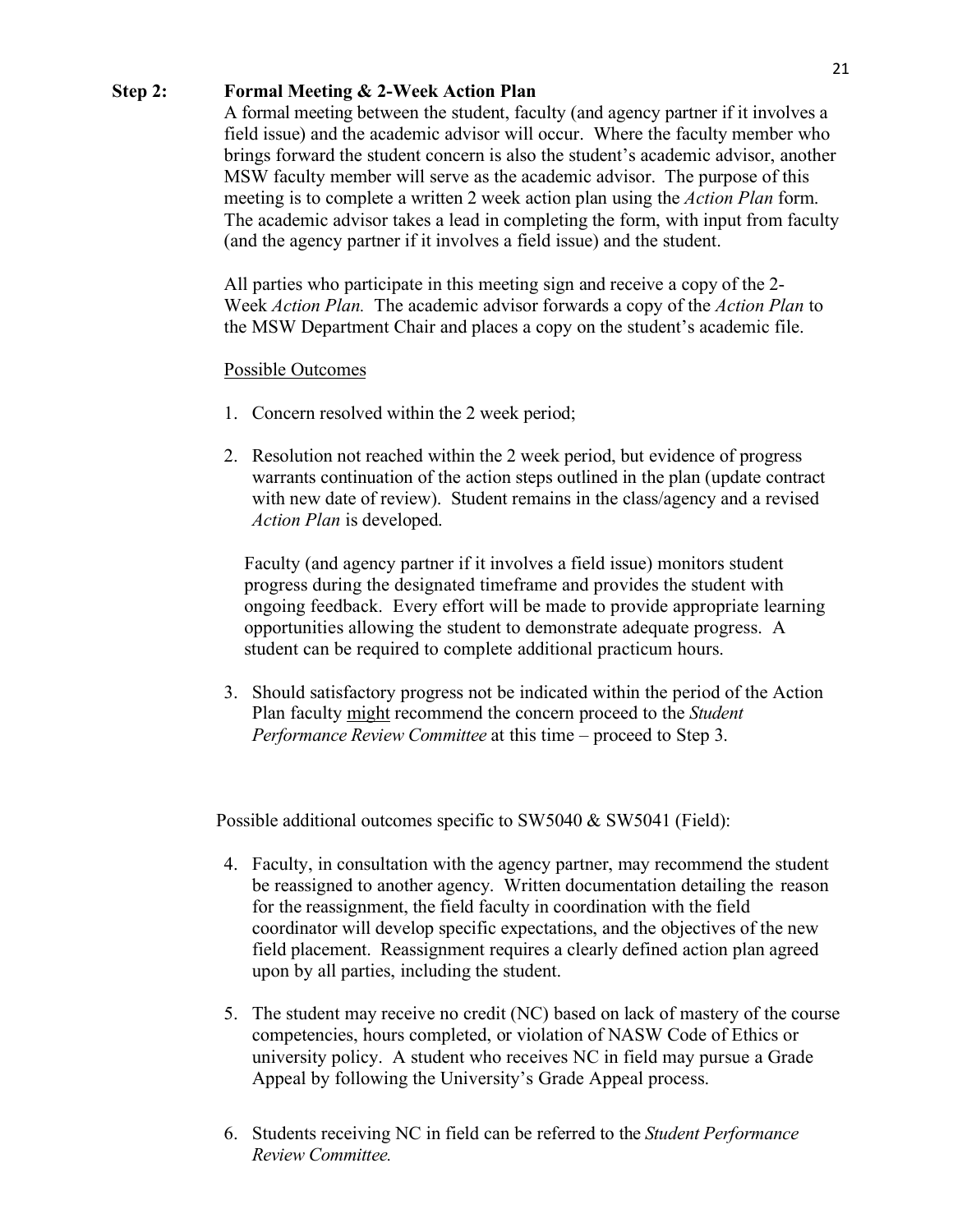**Step 2: Formal Meeting & 2-Week Action Plan**

A formal meeting between the student, faculty (and agency partner if it involves a field issue) and the academic advisor will occur. Where the faculty member who brings forward the student concern is also the student's academic advisor, another MSW faculty member will serve as the academic advisor. The purpose of this meeting is to complete a written 2 week action plan using the *Action Plan* form. The academic advisor takes a lead in completing the form, with input from faculty (and the agency partner if it involves a field issue) and the student.

All parties who participate in this meeting sign and receive a copy of the 2-Week *Action Plan.* The academic advisor forwards a copy of the *Action Plan* to the MSW Department Chair and places a copy on the student's academic file.

<u>Possible Outcomes</u>

1. Concern resolved within the 2 week period;
2. Resolution not reached within the 2 week period, but evidence of progress warrants continuation of the action steps outlined in the plan (update contract with new date of review). Student remains in the class/agency and a revised *Action Plan* is developed.

   Faculty (and agency partner if it involves a field issue) monitors student progress during the designated timeframe and provides the student with ongoing feedback. Every effort will be made to provide appropriate learning opportunities allowing the student to demonstrate adequate progress. A student can be required to complete additional practicum hours.

3. Should satisfactory progress not be indicated within the period of the Action Plan faculty <u>might</u> recommend the concern proceed to the *Student Performance Review Committee* at this time – proceed to Step 3.

Possible additional outcomes specific to SW5040 & SW5041 (Field):

4. Faculty, in consultation with the agency partner, may recommend the student be reassigned to another agency. Written documentation detailing the reason for the reassignment, the field faculty in coordination with the field coordinator will develop specific expectations, and the objectives of the new field placement. Reassignment requires a clearly defined action plan agreed upon by all parties, including the student.
5. The student may receive no credit (NC) based on lack of mastery of the course competencies, hours completed, or violation of NASW Code of Ethics or university policy. A student who receives NC in field may pursue a Grade Appeal by following the University's Grade Appeal process.
6. Students receiving NC in field can be referred to the *Student Performance Review Committee.*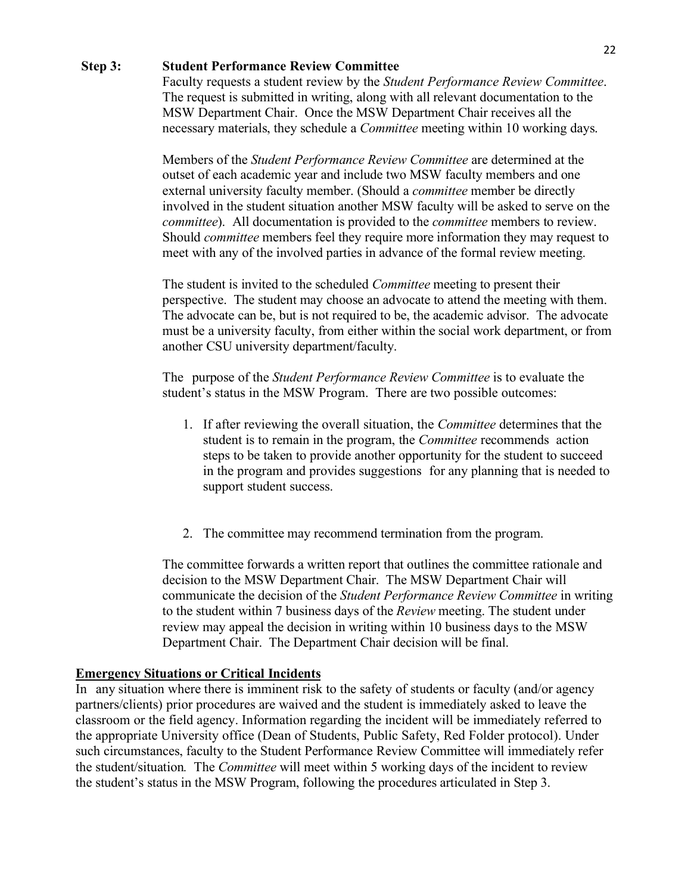**Step 3: Student Performance Review Committee**

Faculty requests a student review by the *Student Performance Review Committee*. The request is submitted in writing, along with all relevant documentation to the MSW Department Chair. Once the MSW Department Chair receives all the necessary materials, they schedule a *Committee* meeting within 10 working days.

Members of the *Student Performance Review Committee* are determined at the outset of each academic year and include two MSW faculty members and one external university faculty member. (Should a *committee* member be directly involved in the student situation another MSW faculty will be asked to serve on the *committee*). All documentation is provided to the *committee* members to review. Should *committee* members feel they require more information they may request to meet with any of the involved parties in advance of the formal review meeting.

The student is invited to the scheduled *Committee* meeting to present their perspective. The student may choose an advocate to attend the meeting with them. The advocate can be, but is not required to be, the academic advisor. The advocate must be a university faculty, from either within the social work department, or from another CSU university department/faculty.

The purpose of the *Student Performance Review Committee* is to evaluate the student's status in the MSW Program. There are two possible outcomes:

1. If after reviewing the overall situation, the *Committee* determines that the student is to remain in the program, the *Committee* recommends action steps to be taken to provide another opportunity for the student to succeed in the program and provides suggestions for any planning that is needed to support student success.

2. The committee may recommend termination from the program.

The committee forwards a written report that outlines the committee rationale and decision to the MSW Department Chair. The MSW Department Chair will communicate the decision of the *Student Performance Review Committee* in writing to the student within 7 business days of the *Review* meeting. The student under review may appeal the decision in writing within 10 business days to the MSW Department Chair. The Department Chair decision will be final.

**<u>Emergency Situations or Critical Incidents</u>**

In any situation where there is imminent risk to the safety of students or faculty (and/or agency partners/clients) prior procedures are waived and the student is immediately asked to leave the classroom or the field agency. Information regarding the incident will be immediately referred to the appropriate University office (Dean of Students, Public Safety, Red Folder protocol). Under such circumstances, faculty to the Student Performance Review Committee will immediately refer the student/situation. The *Committee* will meet within 5 working days of the incident to review the student's status in the MSW Program, following the procedures articulated in Step 3.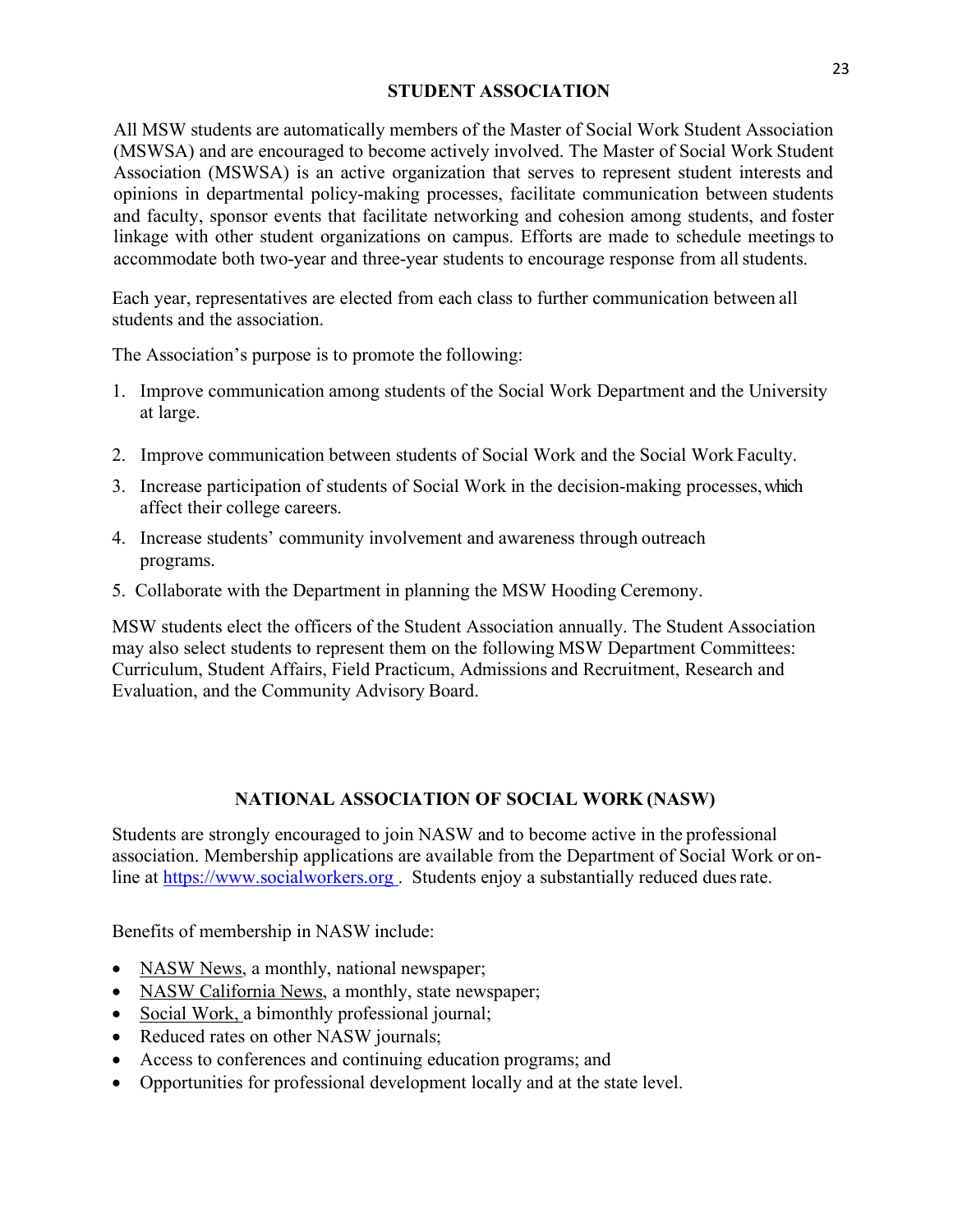## STUDENT ASSOCIATION

All MSW students are automatically members of the Master of Social Work Student Association (MSWSA) and are encouraged to become actively involved. The Master of Social Work Student Association (MSWSA) is an active organization that serves to represent student interests and opinions in departmental policy-making processes, facilitate communication between students and faculty, sponsor events that facilitate networking and cohesion among students, and foster linkage with other student organizations on campus. Efforts are made to schedule meetings to accommodate both two-year and three-year students to encourage response from all students.

Each year, representatives are elected from each class to further communication between all students and the association.

The Association's purpose is to promote the following:

1. Improve communication among students of the Social Work Department and the University at large.
2. Improve communication between students of Social Work and the Social Work Faculty.
3. Increase participation of students of Social Work in the decision-making processes, which affect their college careers.
4. Increase students' community involvement and awareness through outreach programs.
5. Collaborate with the Department in planning the MSW Hooding Ceremony.

MSW students elect the officers of the Student Association annually. The Student Association may also select students to represent them on the following MSW Department Committees: Curriculum, Student Affairs, Field Practicum, Admissions and Recruitment, Research and Evaluation, and the Community Advisory Board.

## NATIONAL ASSOCIATION OF SOCIAL WORK (NASW)

Students are strongly encouraged to join NASW and to become active in the professional association. Membership applications are available from the Department of Social Work or on-line at https://www.socialworkers.org . Students enjoy a substantially reduced dues rate.

Benefits of membership in NASW include:

- NASW News, a monthly, national newspaper;
- NASW California News, a monthly, state newspaper;
- Social Work, a bimonthly professional journal;
- Reduced rates on other NASW journals;
- Access to conferences and continuing education programs; and
- Opportunities for professional development locally and at the state level.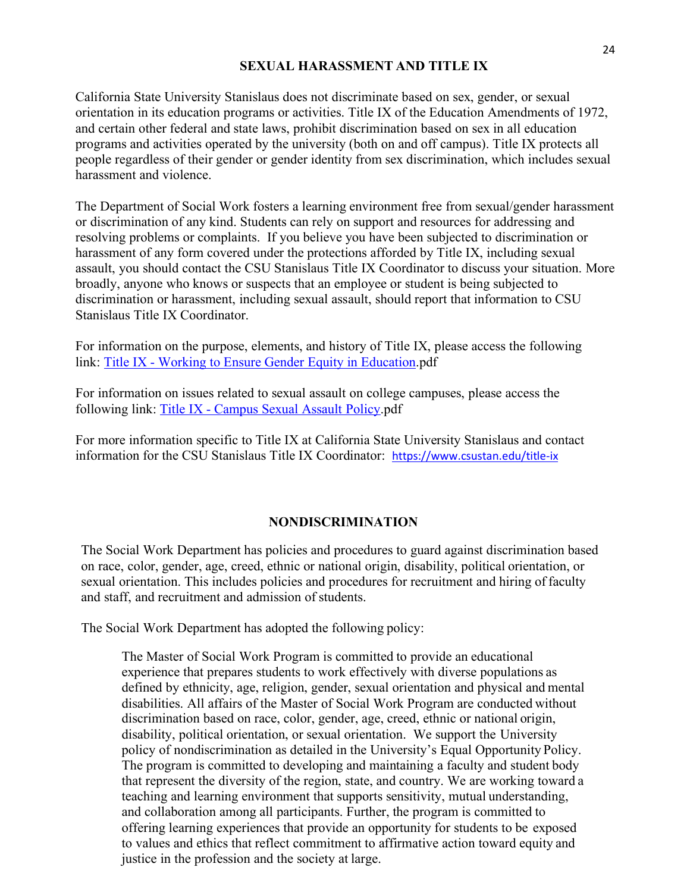## SEXUAL HARASSMENT AND TITLE IX

California State University Stanislaus does not discriminate based on sex, gender, or sexual orientation in its education programs or activities. Title IX of the Education Amendments of 1972, and certain other federal and state laws, prohibit discrimination based on sex in all education programs and activities operated by the university (both on and off campus). Title IX protects all people regardless of their gender or gender identity from sex discrimination, which includes sexual harassment and violence.

The Department of Social Work fosters a learning environment free from sexual/gender harassment or discrimination of any kind. Students can rely on support and resources for addressing and resolving problems or complaints. If you believe you have been subjected to discrimination or harassment of any form covered under the protections afforded by Title IX, including sexual assault, you should contact the CSU Stanislaus Title IX Coordinator to discuss your situation. More broadly, anyone who knows or suspects that an employee or student is being subjected to discrimination or harassment, including sexual assault, should report that information to CSU Stanislaus Title IX Coordinator.

For information on the purpose, elements, and history of Title IX, please access the following link: Title IX - Working to Ensure Gender Equity in Education.pdf

For information on issues related to sexual assault on college campuses, please access the following link: Title IX - Campus Sexual Assault Policy.pdf

For more information specific to Title IX at California State University Stanislaus and contact information for the CSU Stanislaus Title IX Coordinator: https://www.csustan.edu/title-ix

## NONDISCRIMINATION

The Social Work Department has policies and procedures to guard against discrimination based on race, color, gender, age, creed, ethnic or national origin, disability, political orientation, or sexual orientation. This includes policies and procedures for recruitment and hiring of faculty and staff, and recruitment and admission of students.

The Social Work Department has adopted the following policy:

> The Master of Social Work Program is committed to provide an educational experience that prepares students to work effectively with diverse populations as defined by ethnicity, age, religion, gender, sexual orientation and physical and mental disabilities. All affairs of the Master of Social Work Program are conducted without discrimination based on race, color, gender, age, creed, ethnic or national origin, disability, political orientation, or sexual orientation. We support the University policy of nondiscrimination as detailed in the University's Equal Opportunity Policy. The program is committed to developing and maintaining a faculty and student body that represent the diversity of the region, state, and country. We are working toward a teaching and learning environment that supports sensitivity, mutual understanding, and collaboration among all participants. Further, the program is committed to offering learning experiences that provide an opportunity for students to be exposed to values and ethics that reflect commitment to affirmative action toward equity and justice in the profession and the society at large.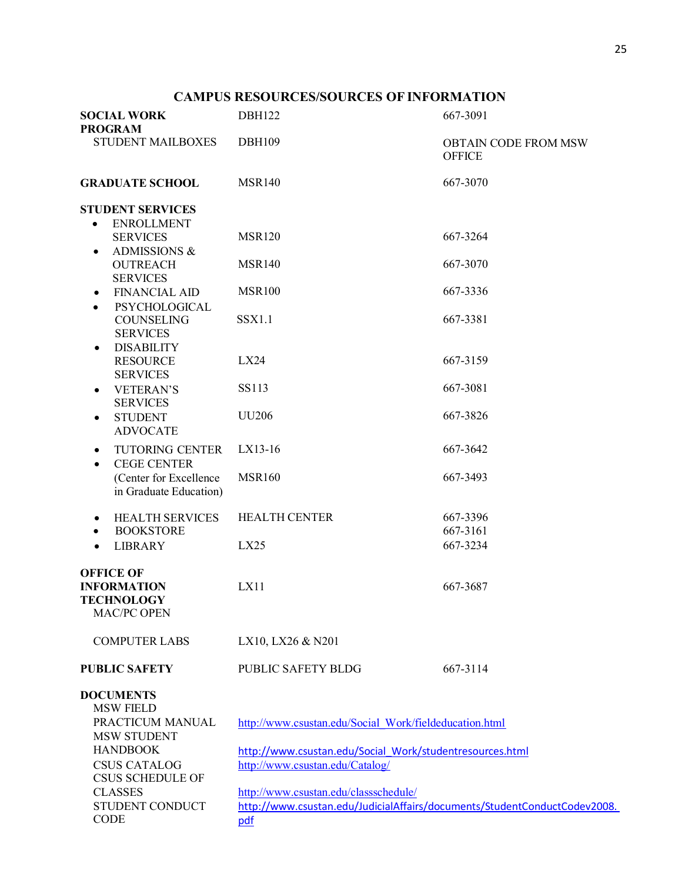## CAMPUS RESOURCES/SOURCES OF INFORMATION

| | | |
|---|---|---|
| **SOCIAL WORK PROGRAM** | DBH122 | 667-3091 |
| STUDENT MAILBOXES | DBH109 | OBTAIN CODE FROM MSW OFFICE |
| **GRADUATE SCHOOL** | MSR140 | 667-3070 |
| **STUDENT SERVICES** | | |
| • ENROLLMENT SERVICES | MSR120 | 667-3264 |
| • ADMISSIONS & OUTREACH SERVICES | MSR140 | 667-3070 |
| • FINANCIAL AID | MSR100 | 667-3336 |
| • PSYCHOLOGICAL COUNSELING SERVICES | SSX1.1 | 667-3381 |
| • DISABILITY RESOURCE SERVICES | LX24 | 667-3159 |
| • VETERAN'S SERVICES | SS113 | 667-3081 |
| • STUDENT ADVOCATE | UU206 | 667-3826 |
| • TUTORING CENTER | LX13-16 | 667-3642 |
| • CEGE CENTER (Center for Excellence in Graduate Education) | MSR160 | 667-3493 |
| • HEALTH SERVICES | HEALTH CENTER | 667-3396 |
| • BOOKSTORE | | 667-3161 |
| • LIBRARY | LX25 | 667-3234 |
| **OFFICE OF INFORMATION TECHNOLOGY** MAC/PC OPEN | LX11 | 667-3687 |
| COMPUTER LABS | LX10, LX26 & N201 | |
| **PUBLIC SAFETY** | PUBLIC SAFETY BLDG | 667-3114 |

**DOCUMENTS**

| | |
|---|---|
| MSW FIELD PRACTICUM MANUAL | http://www.csustan.edu/Social_Work/fieldeducation.html |
| MSW STUDENT HANDBOOK | http://www.csustan.edu/Social_Work/studentresources.html |
| CSUS CATALOG | http://www.csustan.edu/Catalog/ |
| CSUS SCHEDULE OF CLASSES | http://www.csustan.edu/classschedule/ |
| STUDENT CONDUCT CODE | http://www.csustan.edu/JudicialAffairs/documents/StudentConductCodev2008.pdf |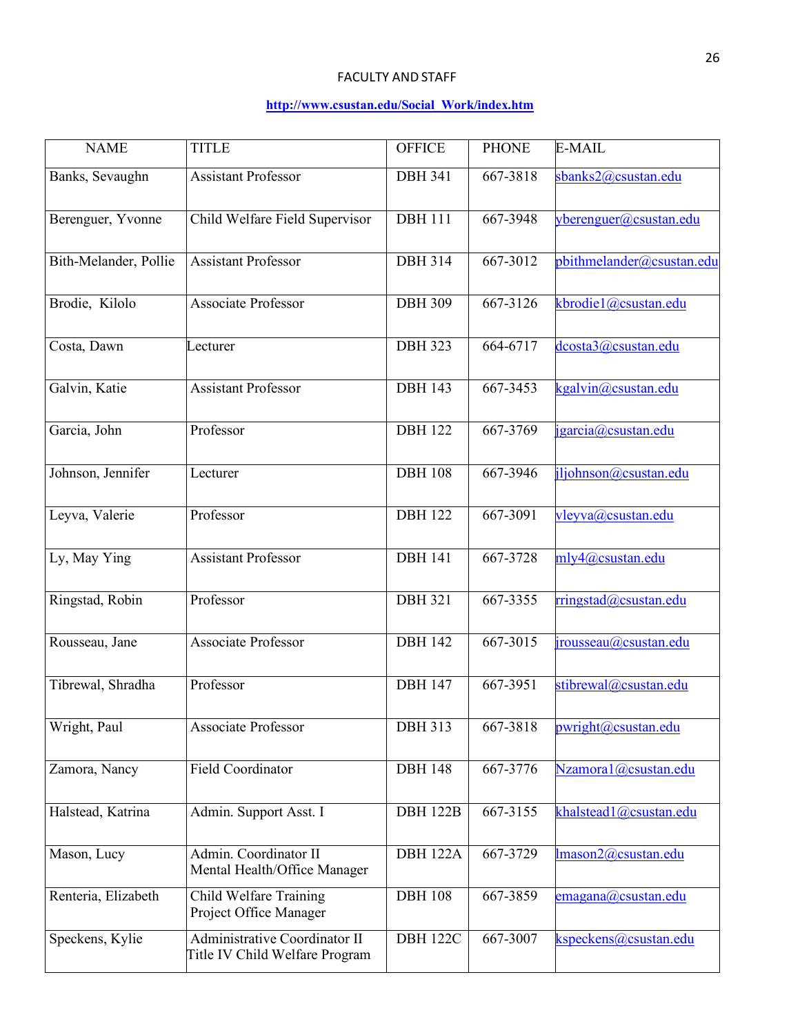# FACULTY AND STAFF

**http://www.csustan.edu/Social_Work/index.htm**

| NAME | TITLE | OFFICE | PHONE | E-MAIL |
|---|---|---|---|---|
| Banks, Sevaughn | Assistant Professor | DBH 341 | 667-3818 | sbanks2@csustan.edu |
| Berenguer, Yvonne | Child Welfare Field Supervisor | DBH 111 | 667-3948 | yberenguer@csustan.edu |
| Bith-Melander, Pollie | Assistant Professor | DBH 314 | 667-3012 | pbithmelander@csustan.edu |
| Brodie, Kilolo | Associate Professor | DBH 309 | 667-3126 | kbrodie1@csustan.edu |
| Costa, Dawn | Lecturer | DBH 323 | 664-6717 | dcosta3@csustan.edu |
| Galvin, Katie | Assistant Professor | DBH 143 | 667-3453 | kgalvin@csustan.edu |
| Garcia, John | Professor | DBH 122 | 667-3769 | jgarcia@csustan.edu |
| Johnson, Jennifer | Lecturer | DBH 108 | 667-3946 | jljohnson@csustan.edu |
| Leyva, Valerie | Professor | DBH 122 | 667-3091 | vleyva@csustan.edu |
| Ly, May Ying | Assistant Professor | DBH 141 | 667-3728 | mly4@csustan.edu |
| Ringstad, Robin | Professor | DBH 321 | 667-3355 | rringstad@csustan.edu |
| Rousseau, Jane | Associate Professor | DBH 142 | 667-3015 | jrousseau@csustan.edu |
| Tibrewal, Shradha | Professor | DBH 147 | 667-3951 | stibrewal@csustan.edu |
| Wright, Paul | Associate Professor | DBH 313 | 667-3818 | pwright@csustan.edu |
| Zamora, Nancy | Field Coordinator | DBH 148 | 667-3776 | Nzamora1@csustan.edu |
| Halstead, Katrina | Admin. Support Asst. I | DBH 122B | 667-3155 | khalstead1@csustan.edu |
| Mason, Lucy | Admin. Coordinator II Mental Health/Office Manager | DBH 122A | 667-3729 | lmason2@csustan.edu |
| Renteria, Elizabeth | Child Welfare Training Project Office Manager | DBH 108 | 667-3859 | emagana@csustan.edu |
| Speckens, Kylie | Administrative Coordinator II Title IV Child Welfare Program | DBH 122C | 667-3007 | kspeckens@csustan.edu |